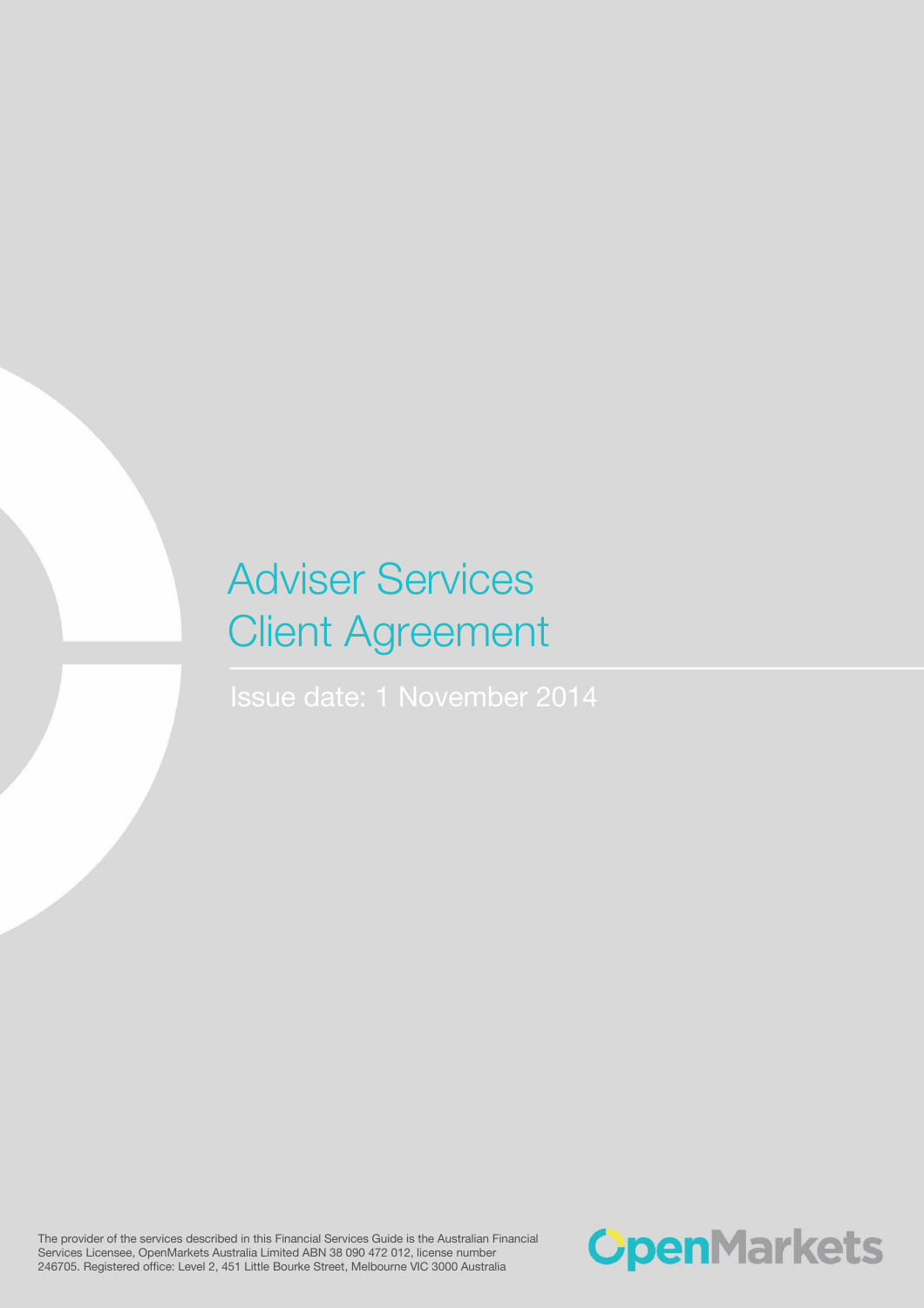# Adviser Services Client Agreement

Issue date: 1 November 2014

The provider of the services described in this Financial Services Guide is the Australian Financial Services Licensee, OpenMarkets Australia Limited ABN 38 090 472 012, license number 246705. Registered office: Level 2, 451 Little Bourke Street, Melbourne VIC 3000 Australia

OpenMarkets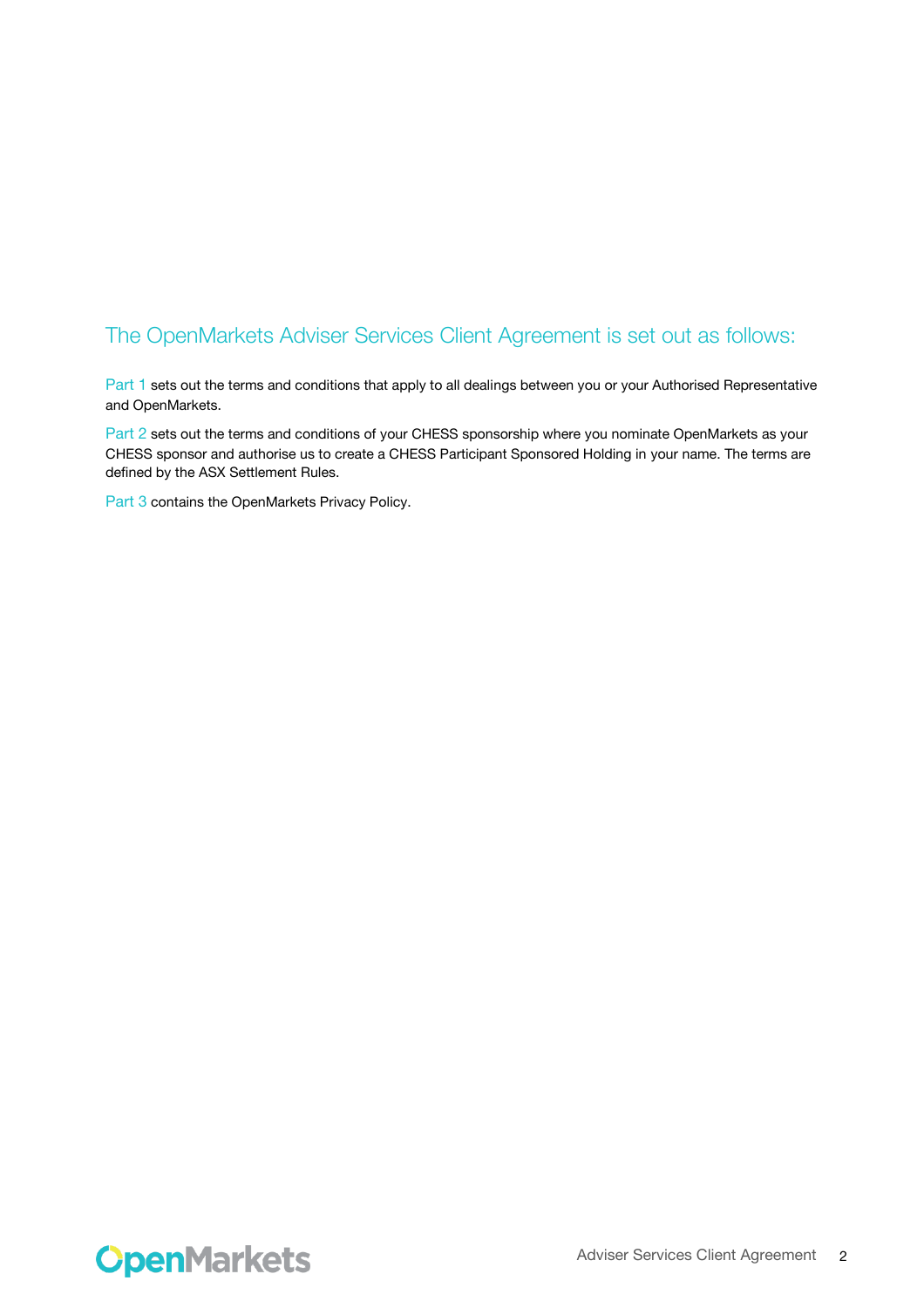## The OpenMarkets Adviser Services Client Agreement is set out as follows:

Part 1 sets out the terms and conditions that apply to all dealings between you or your Authorised Representative and OpenMarkets.

Part 2 sets out the terms and conditions of your CHESS sponsorship where you nominate OpenMarkets as your CHESS sponsor and authorise us to create a CHESS Participant Sponsored Holding in your name. The terms are defined by the ASX Settlement Rules.

Part 3 contains the OpenMarkets Privacy Policy.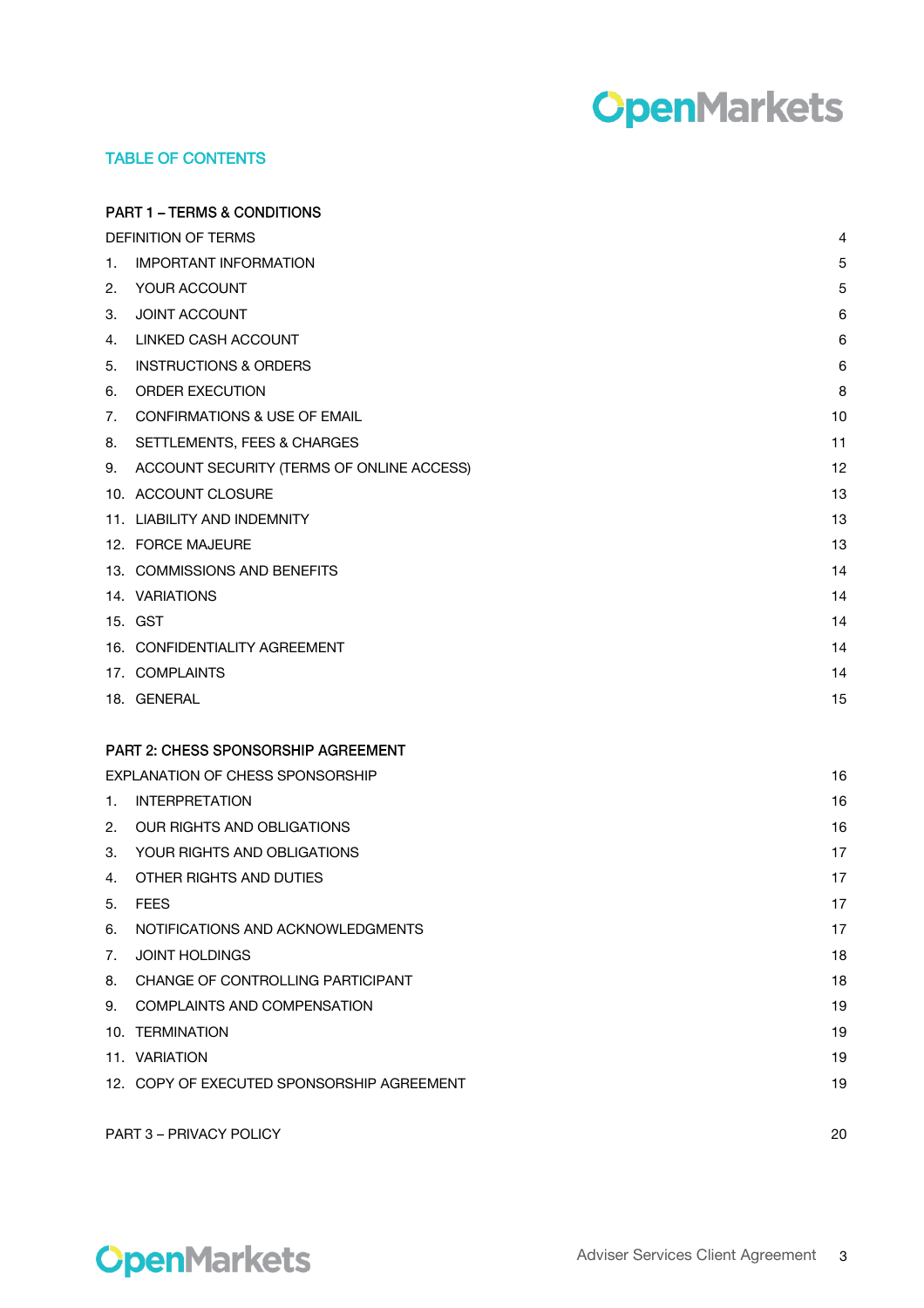## TABLE OF CONTENTS

| PART 1 – TERMS & CONDITIONS | |
|---|---|
| DEFINITION OF TERMS | 4 |
| 1. IMPORTANT INFORMATION | 5 |
| 2. YOUR ACCOUNT | 5 |
| 3. JOINT ACCOUNT | 6 |
| 4. LINKED CASH ACCOUNT | 6 |
| 5. INSTRUCTIONS & ORDERS | 6 |
| 6. ORDER EXECUTION | 8 |
| 7. CONFIRMATIONS & USE OF EMAIL | 10 |
| 8. SETTLEMENTS, FEES & CHARGES | 11 |
| 9. ACCOUNT SECURITY (TERMS OF ONLINE ACCESS) | 12 |
| 10. ACCOUNT CLOSURE | 13 |
| 11. LIABILITY AND INDEMNITY | 13 |
| 12. FORCE MAJEURE | 13 |
| 13. COMMISSIONS AND BENEFITS | 14 |
| 14. VARIATIONS | 14 |
| 15. GST | 14 |
| 16. CONFIDENTIALITY AGREEMENT | 14 |
| 17. COMPLAINTS | 14 |
| 18. GENERAL | 15 |
| **PART 2: CHESS SPONSORSHIP AGREEMENT** | |
| EXPLANATION OF CHESS SPONSORSHIP | 16 |
| 1. INTERPRETATION | 16 |
| 2. OUR RIGHTS AND OBLIGATIONS | 16 |
| 3. YOUR RIGHTS AND OBLIGATIONS | 17 |
| 4. OTHER RIGHTS AND DUTIES | 17 |
| 5. FEES | 17 |
| 6. NOTIFICATIONS AND ACKNOWLEDGMENTS | 17 |
| 7. JOINT HOLDINGS | 18 |
| 8. CHANGE OF CONTROLLING PARTICIPANT | 18 |
| 9. COMPLAINTS AND COMPENSATION | 19 |
| 10. TERMINATION | 19 |
| 11. VARIATION | 19 |
| 12. COPY OF EXECUTED SPONSORSHIP AGREEMENT | 19 |
| PART 3 – PRIVACY POLICY | 20 |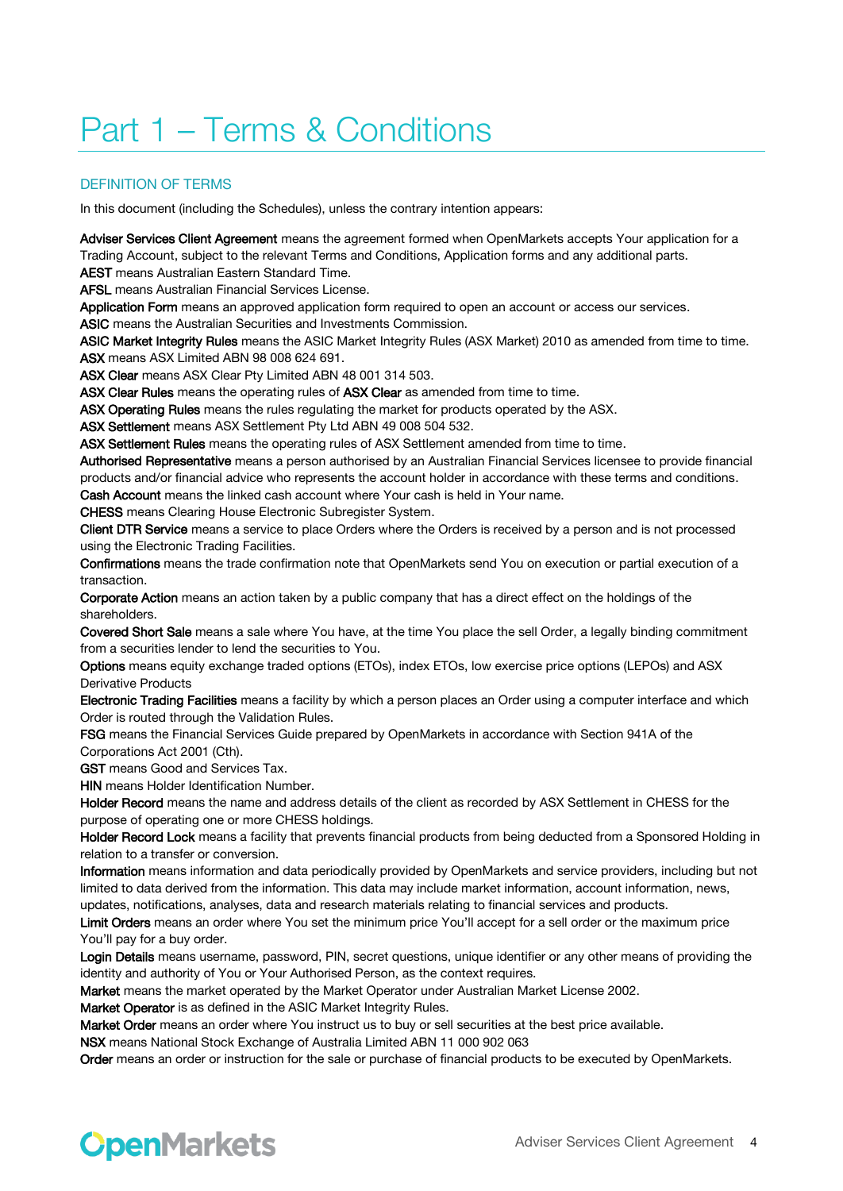// Part 1 – Terms & Conditions

## DEFINITION OF TERMS

In this document (including the Schedules), unless the contrary intention appears:

**Adviser Services Client Agreement** means the agreement formed when OpenMarkets accepts Your application for a Trading Account, subject to the relevant Terms and Conditions, Application forms and any additional parts.
**AEST** means Australian Eastern Standard Time.
**AFSL** means Australian Financial Services License.
**Application Form** means an approved application form required to open an account or access our services.
**ASIC** means the Australian Securities and Investments Commission.
**ASIC Market Integrity Rules** means the ASIC Market Integrity Rules (ASX Market) 2010 as amended from time to time.
**ASX** means ASX Limited ABN 98 008 624 691.
**ASX Clear** means ASX Clear Pty Limited ABN 48 001 314 503.
**ASX Clear Rules** means the operating rules of **ASX Clear** as amended from time to time.
**ASX Operating Rules** means the rules regulating the market for products operated by the ASX.
**ASX Settlement** means ASX Settlement Pty Ltd ABN 49 008 504 532.
**ASX Settlement Rules** means the operating rules of ASX Settlement amended from time to time.
**Authorised Representative** means a person authorised by an Australian Financial Services licensee to provide financial products and/or financial advice who represents the account holder in accordance with these terms and conditions.
**Cash Account** means the linked cash account where Your cash is held in Your name.
**CHESS** means Clearing House Electronic Subregister System.
**Client DTR Service** means a service to place Orders where the Orders is received by a person and is not processed using the Electronic Trading Facilities.
**Confirmations** means the trade confirmation note that OpenMarkets send You on execution or partial execution of a transaction.
**Corporate Action** means an action taken by a public company that has a direct effect on the holdings of the shareholders.
**Covered Short Sale** means a sale where You have, at the time You place the sell Order, a legally binding commitment from a securities lender to lend the securities to You.
**Options** means equity exchange traded options (ETOs), index ETOs, low exercise price options (LEPOs) and ASX Derivative Products
**Electronic Trading Facilities** means a facility by which a person places an Order using a computer interface and which Order is routed through the Validation Rules.
**FSG** means the Financial Services Guide prepared by OpenMarkets in accordance with Section 941A of the Corporations Act 2001 (Cth).
**GST** means Good and Services Tax.
**HIN** means Holder Identification Number.
**Holder Record** means the name and address details of the client as recorded by ASX Settlement in CHESS for the purpose of operating one or more CHESS holdings.
**Holder Record Lock** means a facility that prevents financial products from being deducted from a Sponsored Holding in relation to a transfer or conversion.
**Information** means information and data periodically provided by OpenMarkets and service providers, including but not limited to data derived from the information. This data may include market information, account information, news, updates, notifications, analyses, data and research materials relating to financial services and products.
**Limit Orders** means an order where You set the minimum price You'll accept for a sell order or the maximum price You'll pay for a buy order.
**Login Details** means username, password, PIN, secret questions, unique identifier or any other means of providing the identity and authority of You or Your Authorised Person, as the context requires.
**Market** means the market operated by the Market Operator under Australian Market License 2002.
**Market Operator** is as defined in the ASIC Market Integrity Rules.
**Market Order** means an order where You instruct us to buy or sell securities at the best price available.
**NSX** means National Stock Exchange of Australia Limited ABN 11 000 902 063
**Order** means an order or instruction for the sale or purchase of financial products to be executed by OpenMarkets.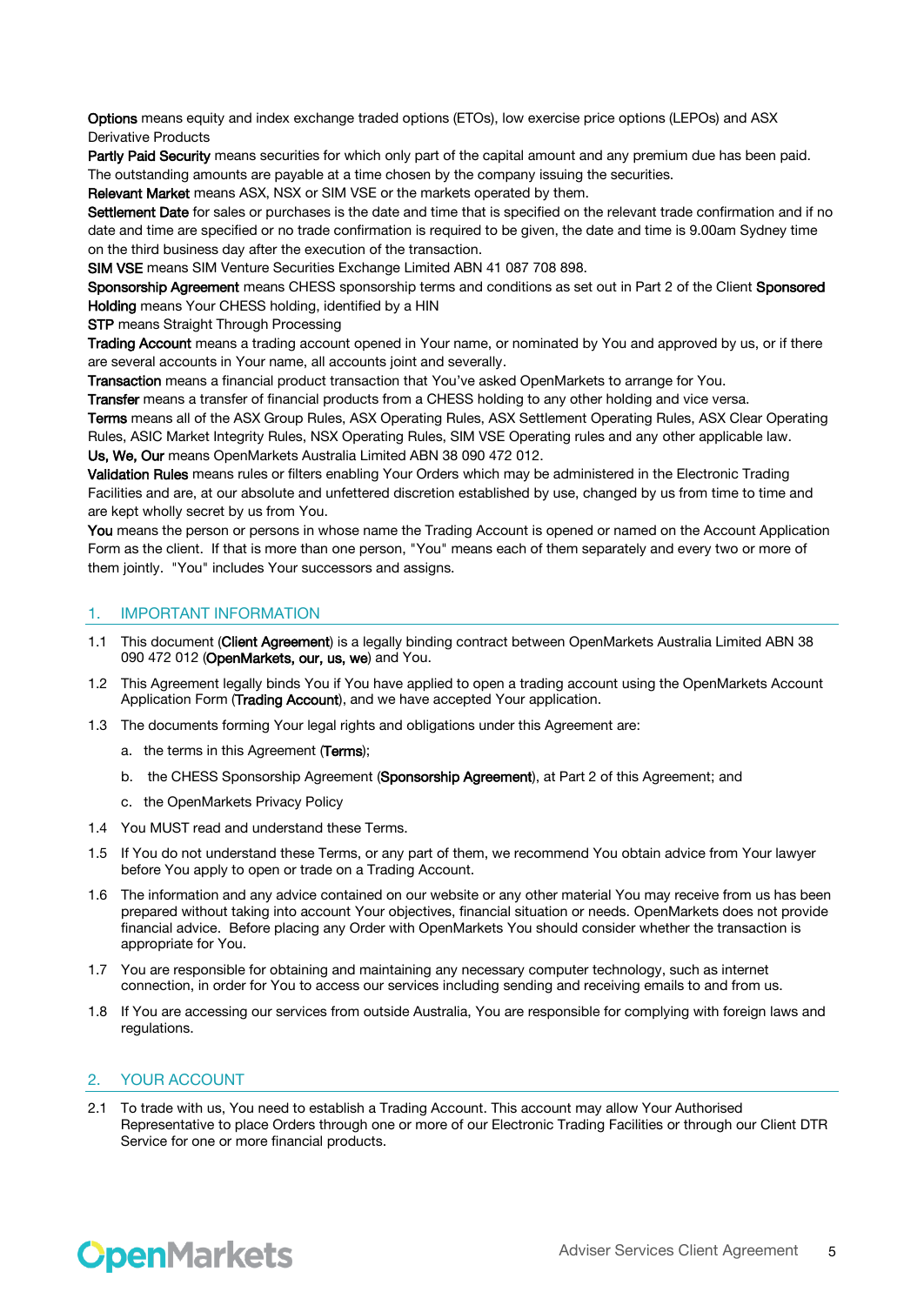**Options** means equity and index exchange traded options (ETOs), low exercise price options (LEPOs) and ASX Derivative Products

**Partly Paid Security** means securities for which only part of the capital amount and any premium due has been paid. The outstanding amounts are payable at a time chosen by the company issuing the securities.

**Relevant Market** means ASX, NSX or SIM VSE or the markets operated by them.

**Settlement Date** for sales or purchases is the date and time that is specified on the relevant trade confirmation and if no date and time are specified or no trade confirmation is required to be given, the date and time is 9.00am Sydney time on the third business day after the execution of the transaction.

**SIM VSE** means SIM Venture Securities Exchange Limited ABN 41 087 708 898.

**Sponsorship Agreement** means CHESS sponsorship terms and conditions as set out in Part 2 of the Client **Sponsored Holding** means Your CHESS holding, identified by a HIN

**STP** means Straight Through Processing

**Trading Account** means a trading account opened in Your name, or nominated by You and approved by us, or if there are several accounts in Your name, all accounts joint and severally.

**Transaction** means a financial product transaction that You've asked OpenMarkets to arrange for You.

**Transfer** means a transfer of financial products from a CHESS holding to any other holding and vice versa.

**Terms** means all of the ASX Group Rules, ASX Operating Rules, ASX Settlement Operating Rules, ASX Clear Operating Rules, ASIC Market Integrity Rules, NSX Operating Rules, SIM VSE Operating rules and any other applicable law.

**Us, We, Our** means OpenMarkets Australia Limited ABN 38 090 472 012.

**Validation Rules** means rules or filters enabling Your Orders which may be administered in the Electronic Trading Facilities and are, at our absolute and unfettered discretion established by use, changed by us from time to time and are kept wholly secret by us from You.

**You** means the person or persons in whose name the Trading Account is opened or named on the Account Application Form as the client. If that is more than one person, "You" means each of them separately and every two or more of them jointly. "You" includes Your successors and assigns.

## 1. IMPORTANT INFORMATION

1.1 This document (**Client Agreement**) is a legally binding contract between OpenMarkets Australia Limited ABN 38 090 472 012 (**OpenMarkets, our, us, we**) and You.

1.2 This Agreement legally binds You if You have applied to open a trading account using the OpenMarkets Account Application Form (**Trading Account**), and we have accepted Your application.

1.3 The documents forming Your legal rights and obligations under this Agreement are:

a. the terms in this Agreement (**Terms**);

b. the CHESS Sponsorship Agreement (**Sponsorship Agreement**), at Part 2 of this Agreement; and

c. the OpenMarkets Privacy Policy

1.4 You MUST read and understand these Terms.

1.5 If You do not understand these Terms, or any part of them, we recommend You obtain advice from Your lawyer before You apply to open or trade on a Trading Account.

1.6 The information and any advice contained on our website or any other material You may receive from us has been prepared without taking into account Your objectives, financial situation or needs. OpenMarkets does not provide financial advice. Before placing any Order with OpenMarkets You should consider whether the transaction is appropriate for You.

1.7 You are responsible for obtaining and maintaining any necessary computer technology, such as internet connection, in order for You to access our services including sending and receiving emails to and from us.

1.8 If You are accessing our services from outside Australia, You are responsible for complying with foreign laws and regulations.

## 2. YOUR ACCOUNT

2.1 To trade with us, You need to establish a Trading Account. This account may allow Your Authorised Representative to place Orders through one or more of our Electronic Trading Facilities or through our Client DTR Service for one or more financial products.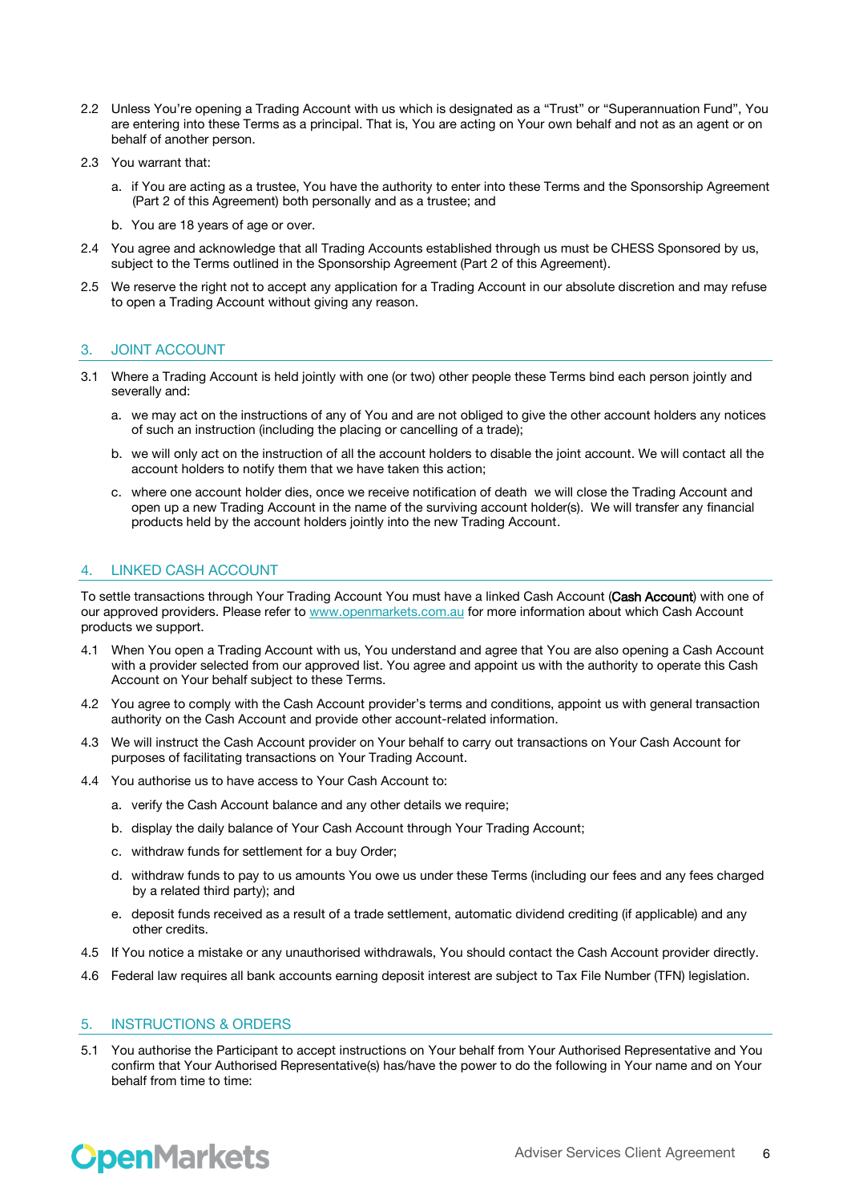2.2 Unless You're opening a Trading Account with us which is designated as a "Trust" or "Superannuation Fund", You are entering into these Terms as a principal. That is, You are acting on Your own behalf and not as an agent or on behalf of another person.

2.3 You warrant that:

a. if You are acting as a trustee, You have the authority to enter into these Terms and the Sponsorship Agreement (Part 2 of this Agreement) both personally and as a trustee; and

b. You are 18 years of age or over.

2.4 You agree and acknowledge that all Trading Accounts established through us must be CHESS Sponsored by us, subject to the Terms outlined in the Sponsorship Agreement (Part 2 of this Agreement).

2.5 We reserve the right not to accept any application for a Trading Account in our absolute discretion and may refuse to open a Trading Account without giving any reason.

## 3. JOINT ACCOUNT

3.1 Where a Trading Account is held jointly with one (or two) other people these Terms bind each person jointly and severally and:

a. we may act on the instructions of any of You and are not obliged to give the other account holders any notices of such an instruction (including the placing or cancelling of a trade);

b. we will only act on the instruction of all the account holders to disable the joint account. We will contact all the account holders to notify them that we have taken this action;

c. where one account holder dies, once we receive notification of death we will close the Trading Account and open up a new Trading Account in the name of the surviving account holder(s). We will transfer any financial products held by the account holders jointly into the new Trading Account.

## 4. LINKED CASH ACCOUNT

To settle transactions through Your Trading Account You must have a linked Cash Account (**Cash Account**) with one of our approved providers. Please refer to www.openmarkets.com.au for more information about which Cash Account products we support.

4.1 When You open a Trading Account with us, You understand and agree that You are also opening a Cash Account with a provider selected from our approved list. You agree and appoint us with the authority to operate this Cash Account on Your behalf subject to these Terms.

4.2 You agree to comply with the Cash Account provider's terms and conditions, appoint us with general transaction authority on the Cash Account and provide other account-related information.

4.3 We will instruct the Cash Account provider on Your behalf to carry out transactions on Your Cash Account for purposes of facilitating transactions on Your Trading Account.

4.4 You authorise us to have access to Your Cash Account to:

a. verify the Cash Account balance and any other details we require;

b. display the daily balance of Your Cash Account through Your Trading Account;

c. withdraw funds for settlement for a buy Order;

d. withdraw funds to pay to us amounts You owe us under these Terms (including our fees and any fees charged by a related third party); and

e. deposit funds received as a result of a trade settlement, automatic dividend crediting (if applicable) and any other credits.

4.5 If You notice a mistake or any unauthorised withdrawals, You should contact the Cash Account provider directly.

4.6 Federal law requires all bank accounts earning deposit interest are subject to Tax File Number (TFN) legislation.

## 5. INSTRUCTIONS & ORDERS

5.1 You authorise the Participant to accept instructions on Your behalf from Your Authorised Representative and You confirm that Your Authorised Representative(s) has/have the power to do the following in Your name and on Your behalf from time to time: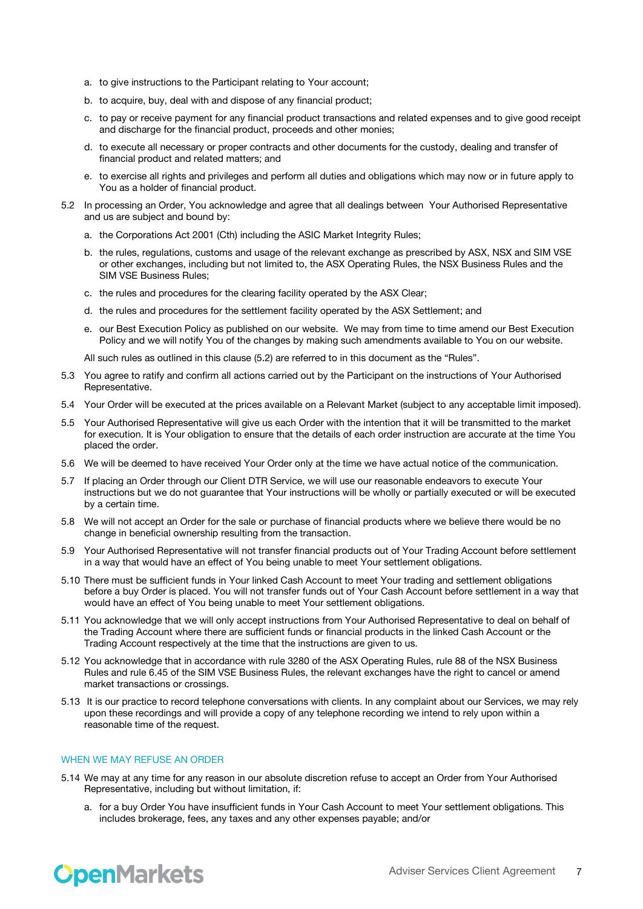a. to give instructions to the Participant relating to Your account;

b. to acquire, buy, deal with and dispose of any financial product;

c. to pay or receive payment for any financial product transactions and related expenses and to give good receipt and discharge for the financial product, proceeds and other monies;

d. to execute all necessary or proper contracts and other documents for the custody, dealing and transfer of financial product and related matters; and

e. to exercise all rights and privileges and perform all duties and obligations which may now or in future apply to You as a holder of financial product.

5.2 In processing an Order, You acknowledge and agree that all dealings between Your Authorised Representative and us are subject and bound by:

a. the Corporations Act 2001 (Cth) including the ASIC Market Integrity Rules;

b. the rules, regulations, customs and usage of the relevant exchange as prescribed by ASX, NSX and SIM VSE or other exchanges, including but not limited to, the ASX Operating Rules, the NSX Business Rules and the SIM VSE Business Rules;

c. the rules and procedures for the clearing facility operated by the ASX Clear;

d. the rules and procedures for the settlement facility operated by the ASX Settlement; and

e. our Best Execution Policy as published on our website. We may from time to time amend our Best Execution Policy and we will notify You of the changes by making such amendments available to You on our website.

All such rules as outlined in this clause (5.2) are referred to in this document as the "Rules".

5.3 You agree to ratify and confirm all actions carried out by the Participant on the instructions of Your Authorised Representative.

5.4 Your Order will be executed at the prices available on a Relevant Market (subject to any acceptable limit imposed).

5.5 Your Authorised Representative will give us each Order with the intention that it will be transmitted to the market for execution. It is Your obligation to ensure that the details of each order instruction are accurate at the time You placed the order.

5.6 We will be deemed to have received Your Order only at the time we have actual notice of the communication.

5.7 If placing an Order through our Client DTR Service, we will use our reasonable endeavors to execute Your instructions but we do not guarantee that Your instructions will be wholly or partially executed or will be executed by a certain time.

5.8 We will not accept an Order for the sale or purchase of financial products where we believe there would be no change in beneficial ownership resulting from the transaction.

5.9 Your Authorised Representative will not transfer financial products out of Your Trading Account before settlement in a way that would have an effect of You being unable to meet Your settlement obligations.

5.10 There must be sufficient funds in Your linked Cash Account to meet Your trading and settlement obligations before a buy Order is placed. You will not transfer funds out of Your Cash Account before settlement in a way that would have an effect of You being unable to meet Your settlement obligations.

5.11 You acknowledge that we will only accept instructions from Your Authorised Representative to deal on behalf of the Trading Account where there are sufficient funds or financial products in the linked Cash Account or the Trading Account respectively at the time that the instructions are given to us.

5.12 You acknowledge that in accordance with rule 3280 of the ASX Operating Rules, rule 88 of the NSX Business Rules and rule 6.45 of the SIM VSE Business Rules, the relevant exchanges have the right to cancel or amend market transactions or crossings.

5.13 It is our practice to record telephone conversations with clients. In any complaint about our Services, we may rely upon these recordings and will provide a copy of any telephone recording we intend to rely upon within a reasonable time of the request.

## WHEN WE MAY REFUSE AN ORDER

5.14 We may at any time for any reason in our absolute discretion refuse to accept an Order from Your Authorised Representative, including but without limitation, if:

a. for a buy Order You have insufficient funds in Your Cash Account to meet Your settlement obligations. This includes brokerage, fees, any taxes and any other expenses payable; and/or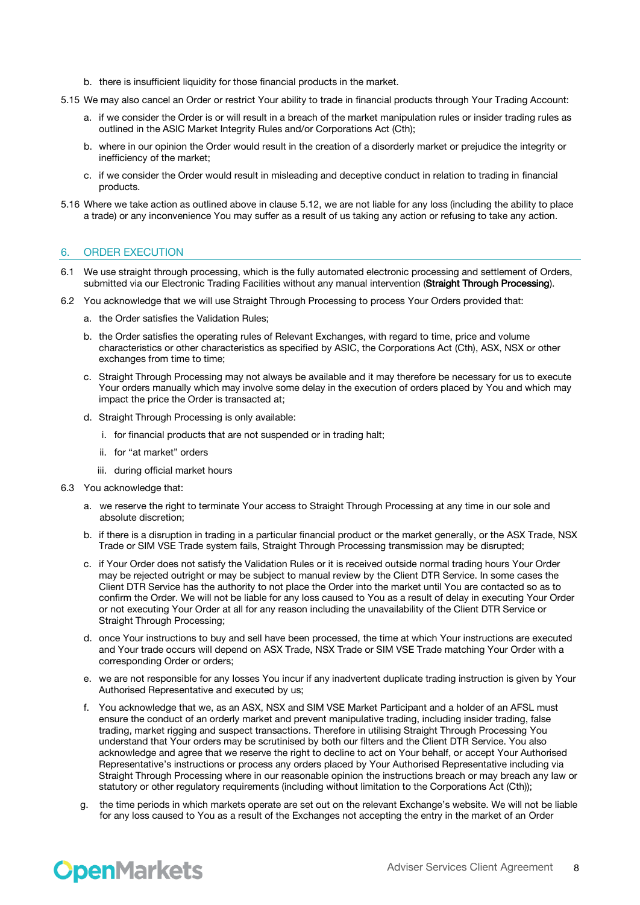b. there is insufficient liquidity for those financial products in the market.

5.15 We may also cancel an Order or restrict Your ability to trade in financial products through Your Trading Account:

a. if we consider the Order is or will result in a breach of the market manipulation rules or insider trading rules as outlined in the ASIC Market Integrity Rules and/or Corporations Act (Cth);

b. where in our opinion the Order would result in the creation of a disorderly market or prejudice the integrity or inefficiency of the market;

c. if we consider the Order would result in misleading and deceptive conduct in relation to trading in financial products.

5.16 Where we take action as outlined above in clause 5.12, we are not liable for any loss (including the ability to place a trade) or any inconvenience You may suffer as a result of us taking any action or refusing to take any action.

## 6. ORDER EXECUTION

6.1 We use straight through processing, which is the fully automated electronic processing and settlement of Orders, submitted via our Electronic Trading Facilities without any manual intervention (**Straight Through Processing**).

6.2 You acknowledge that we will use Straight Through Processing to process Your Orders provided that:

a. the Order satisfies the Validation Rules;

b. the Order satisfies the operating rules of Relevant Exchanges, with regard to time, price and volume characteristics or other characteristics as specified by ASIC, the Corporations Act (Cth), ASX, NSX or other exchanges from time to time;

c. Straight Through Processing may not always be available and it may therefore be necessary for us to execute Your orders manually which may involve some delay in the execution of orders placed by You and which may impact the price the Order is transacted at;

d. Straight Through Processing is only available:

i. for financial products that are not suspended or in trading halt;

ii. for "at market" orders

iii. during official market hours

6.3 You acknowledge that:

a. we reserve the right to terminate Your access to Straight Through Processing at any time in our sole and absolute discretion;

b. if there is a disruption in trading in a particular financial product or the market generally, or the ASX Trade, NSX Trade or SIM VSE Trade system fails, Straight Through Processing transmission may be disrupted;

c. if Your Order does not satisfy the Validation Rules or it is received outside normal trading hours Your Order may be rejected outright or may be subject to manual review by the Client DTR Service. In some cases the Client DTR Service has the authority to not place the Order into the market until You are contacted so as to confirm the Order. We will not be liable for any loss caused to You as a result of delay in executing Your Order or not executing Your Order at all for any reason including the unavailability of the Client DTR Service or Straight Through Processing;

d. once Your instructions to buy and sell have been processed, the time at which Your instructions are executed and Your trade occurs will depend on ASX Trade, NSX Trade or SIM VSE Trade matching Your Order with a corresponding Order or orders;

e. we are not responsible for any losses You incur if any inadvertent duplicate trading instruction is given by Your Authorised Representative and executed by us;

f. You acknowledge that we, as an ASX, NSX and SIM VSE Market Participant and a holder of an AFSL must ensure the conduct of an orderly market and prevent manipulative trading, including insider trading, false trading, market rigging and suspect transactions. Therefore in utilising Straight Through Processing You understand that Your orders may be scrutinised by both our filters and the Client DTR Service. You also acknowledge and agree that we reserve the right to decline to act on Your behalf, or accept Your Authorised Representative's instructions or process any orders placed by Your Authorised Representative including via Straight Through Processing where in our reasonable opinion the instructions breach or may breach any law or statutory or other regulatory requirements (including without limitation to the Corporations Act (Cth));

g. the time periods in which markets operate are set out on the relevant Exchange's website. We will not be liable for any loss caused to You as a result of the Exchanges not accepting the entry in the market of an Order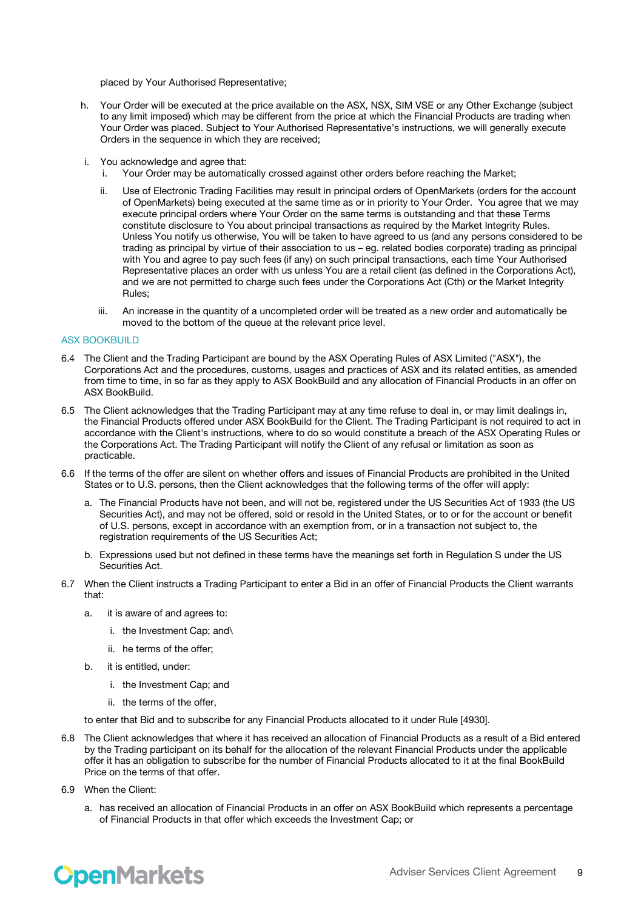placed by Your Authorised Representative;

h. Your Order will be executed at the price available on the ASX, NSX, SIM VSE or any Other Exchange (subject to any limit imposed) which may be different from the price at which the Financial Products are trading when Your Order was placed. Subject to Your Authorised Representative's instructions, we will generally execute Orders in the sequence in which they are received;

i. You acknowledge and agree that:
   i. Your Order may be automatically crossed against other orders before reaching the Market;

   ii. Use of Electronic Trading Facilities may result in principal orders of OpenMarkets (orders for the account of OpenMarkets) being executed at the same time as or in priority to Your Order. You agree that we may execute principal orders where Your Order on the same terms is outstanding and that these Terms constitute disclosure to You about principal transactions as required by the Market Integrity Rules. Unless You notify us otherwise, You will be taken to have agreed to us (and any persons considered to be trading as principal by virtue of their association to us – eg. related bodies corporate) trading as principal with You and agree to pay such fees (if any) on such principal transactions, each time Your Authorised Representative places an order with us unless You are a retail client (as defined in the Corporations Act), and we are not permitted to charge such fees under the Corporations Act (Cth) or the Market Integrity Rules;

   iii. An increase in the quantity of a uncompleted order will be treated as a new order and automatically be moved to the bottom of the queue at the relevant price level.

## ASX BOOKBUILD

6.4 The Client and the Trading Participant are bound by the ASX Operating Rules of ASX Limited ("ASX"), the Corporations Act and the procedures, customs, usages and practices of ASX and its related entities, as amended from time to time, in so far as they apply to ASX BookBuild and any allocation of Financial Products in an offer on ASX BookBuild.

6.5 The Client acknowledges that the Trading Participant may at any time refuse to deal in, or may limit dealings in, the Financial Products offered under ASX BookBuild for the Client. The Trading Participant is not required to act in accordance with the Client's instructions, where to do so would constitute a breach of the ASX Operating Rules or the Corporations Act. The Trading Participant will notify the Client of any refusal or limitation as soon as practicable.

6.6 If the terms of the offer are silent on whether offers and issues of Financial Products are prohibited in the United States or to U.S. persons, then the Client acknowledges that the following terms of the offer will apply:

   a. The Financial Products have not been, and will not be, registered under the US Securities Act of 1933 (the US Securities Act), and may not be offered, sold or resold in the United States, or to or for the account or benefit of U.S. persons, except in accordance with an exemption from, or in a transaction not subject to, the registration requirements of the US Securities Act;

   b. Expressions used but not defined in these terms have the meanings set forth in Regulation S under the US Securities Act.

6.7 When the Client instructs a Trading Participant to enter a Bid in an offer of Financial Products the Client warrants that:

   a. it is aware of and agrees to:

      i. the Investment Cap; and\

      ii. he terms of the offer;

   b. it is entitled, under:

      i. the Investment Cap; and

      ii. the terms of the offer,

   to enter that Bid and to subscribe for any Financial Products allocated to it under Rule [4930].

6.8 The Client acknowledges that where it has received an allocation of Financial Products as a result of a Bid entered by the Trading participant on its behalf for the allocation of the relevant Financial Products under the applicable offer it has an obligation to subscribe for the number of Financial Products allocated to it at the final BookBuild Price on the terms of that offer.

6.9 When the Client:

   a. has received an allocation of Financial Products in an offer on ASX BookBuild which represents a percentage of Financial Products in that offer which exceeds the Investment Cap; or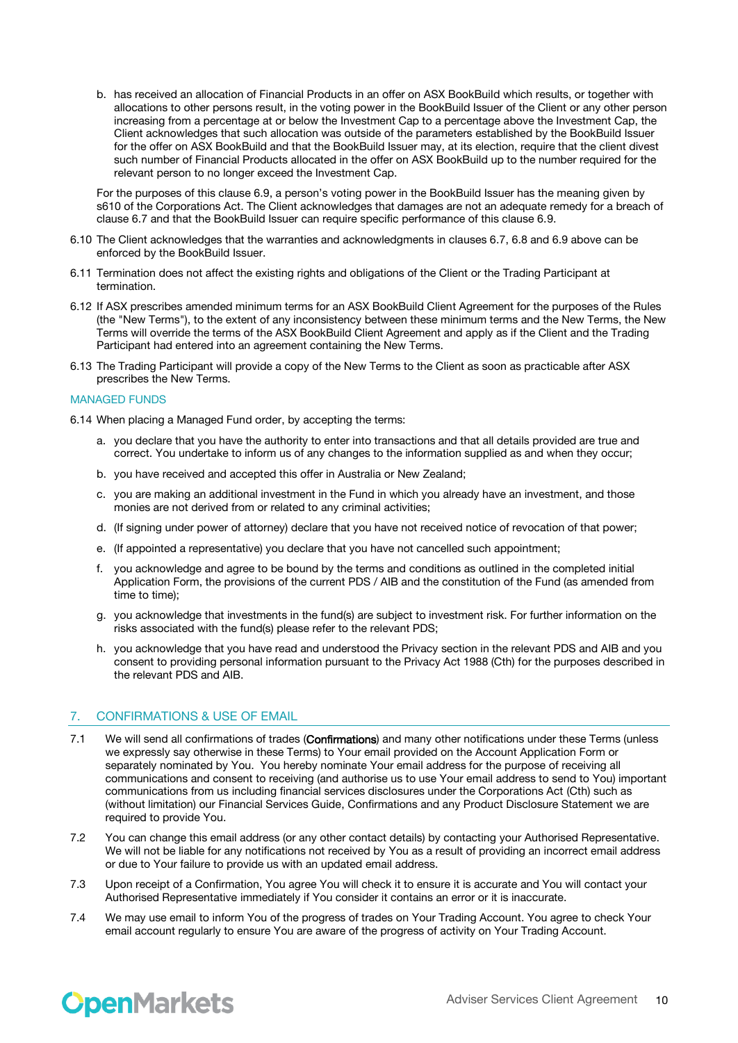b. has received an allocation of Financial Products in an offer on ASX BookBuild which results, or together with allocations to other persons result, in the voting power in the BookBuild Issuer of the Client or any other person increasing from a percentage at or below the Investment Cap to a percentage above the Investment Cap, the Client acknowledges that such allocation was outside of the parameters established by the BookBuild Issuer for the offer on ASX BookBuild and that the BookBuild Issuer may, at its election, require that the client divest such number of Financial Products allocated in the offer on ASX BookBuild up to the number required for the relevant person to no longer exceed the Investment Cap.

For the purposes of this clause 6.9, a person's voting power in the BookBuild Issuer has the meaning given by s610 of the Corporations Act. The Client acknowledges that damages are not an adequate remedy for a breach of clause 6.7 and that the BookBuild Issuer can require specific performance of this clause 6.9.

6.10 The Client acknowledges that the warranties and acknowledgments in clauses 6.7, 6.8 and 6.9 above can be enforced by the BookBuild Issuer.

6.11 Termination does not affect the existing rights and obligations of the Client or the Trading Participant at termination.

6.12 If ASX prescribes amended minimum terms for an ASX BookBuild Client Agreement for the purposes of the Rules (the "New Terms"), to the extent of any inconsistency between these minimum terms and the New Terms, the New Terms will override the terms of the ASX BookBuild Client Agreement and apply as if the Client and the Trading Participant had entered into an agreement containing the New Terms.

6.13 The Trading Participant will provide a copy of the New Terms to the Client as soon as practicable after ASX prescribes the New Terms.

### MANAGED FUNDS

6.14 When placing a Managed Fund order, by accepting the terms:

a. you declare that you have the authority to enter into transactions and that all details provided are true and correct. You undertake to inform us of any changes to the information supplied as and when they occur;

b. you have received and accepted this offer in Australia or New Zealand;

c. you are making an additional investment in the Fund in which you already have an investment, and those monies are not derived from or related to any criminal activities;

d. (If signing under power of attorney) declare that you have not received notice of revocation of that power;

e. (If appointed a representative) you declare that you have not cancelled such appointment;

f. you acknowledge and agree to be bound by the terms and conditions as outlined in the completed initial Application Form, the provisions of the current PDS / AIB and the constitution of the Fund (as amended from time to time);

g. you acknowledge that investments in the fund(s) are subject to investment risk. For further information on the risks associated with the fund(s) please refer to the relevant PDS;

h. you acknowledge that you have read and understood the Privacy section in the relevant PDS and AIB and you consent to providing personal information pursuant to the Privacy Act 1988 (Cth) for the purposes described in the relevant PDS and AIB.

## 7. CONFIRMATIONS & USE OF EMAIL

7.1 We will send all confirmations of trades (**Confirmations**) and many other notifications under these Terms (unless we expressly say otherwise in these Terms) to Your email provided on the Account Application Form or separately nominated by You. You hereby nominate Your email address for the purpose of receiving all communications and consent to receiving (and authorise us to use Your email address to send to You) important communications from us including financial services disclosures under the Corporations Act (Cth) such as (without limitation) our Financial Services Guide, Confirmations and any Product Disclosure Statement we are required to provide You.

7.2 You can change this email address (or any other contact details) by contacting your Authorised Representative. We will not be liable for any notifications not received by You as a result of providing an incorrect email address or due to Your failure to provide us with an updated email address.

7.3 Upon receipt of a Confirmation, You agree You will check it to ensure it is accurate and You will contact your Authorised Representative immediately if You consider it contains an error or it is inaccurate.

7.4 We may use email to inform You of the progress of trades on Your Trading Account. You agree to check Your email account regularly to ensure You are aware of the progress of activity on Your Trading Account.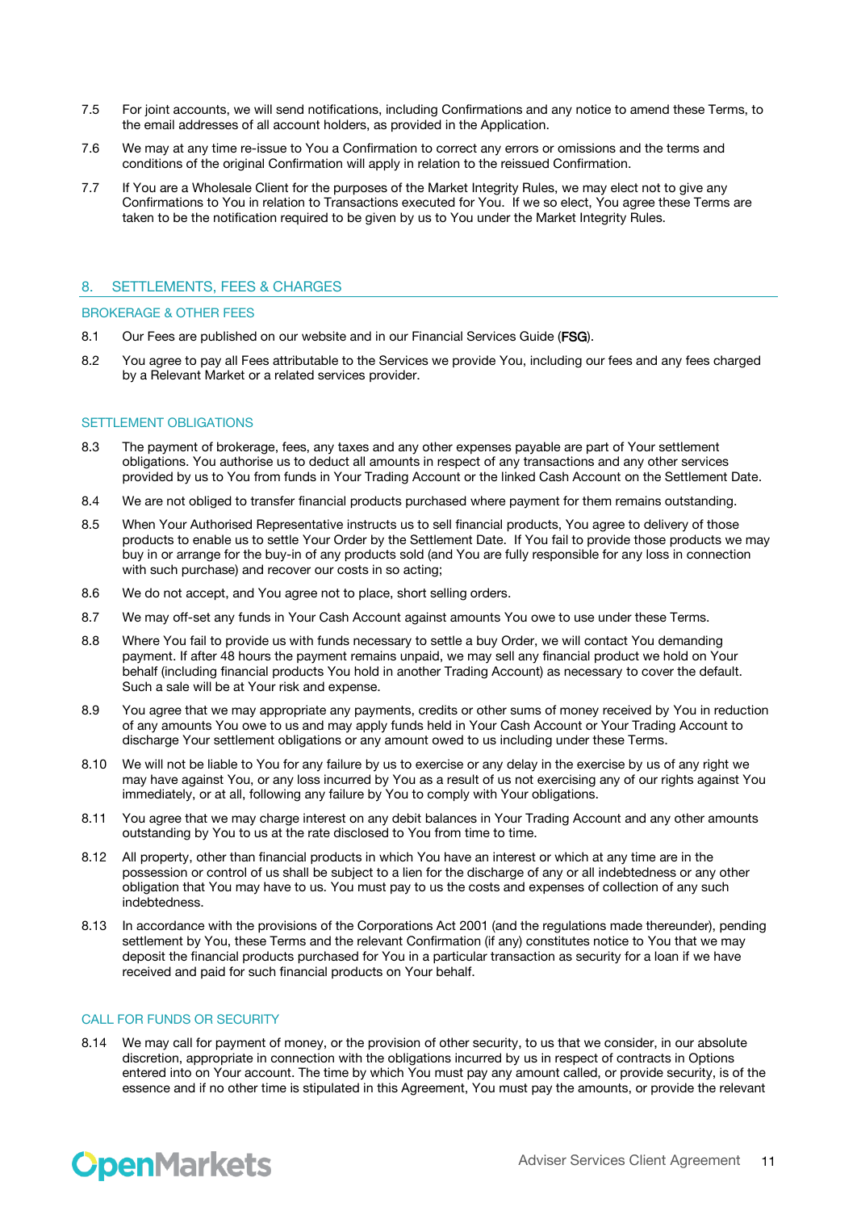7.5 For joint accounts, we will send notifications, including Confirmations and any notice to amend these Terms, to the email addresses of all account holders, as provided in the Application.

7.6 We may at any time re-issue to You a Confirmation to correct any errors or omissions and the terms and conditions of the original Confirmation will apply in relation to the reissued Confirmation.

7.7 If You are a Wholesale Client for the purposes of the Market Integrity Rules, we may elect not to give any Confirmations to You in relation to Transactions executed for You. If we so elect, You agree these Terms are taken to be the notification required to be given by us to You under the Market Integrity Rules.

## 8. SETTLEMENTS, FEES & CHARGES

### BROKERAGE & OTHER FEES

8.1 Our Fees are published on our website and in our Financial Services Guide (**FSG**).

8.2 You agree to pay all Fees attributable to the Services we provide You, including our fees and any fees charged by a Relevant Market or a related services provider.

### SETTLEMENT OBLIGATIONS

8.3 The payment of brokerage, fees, any taxes and any other expenses payable are part of Your settlement obligations. You authorise us to deduct all amounts in respect of any transactions and any other services provided by us to You from funds in Your Trading Account or the linked Cash Account on the Settlement Date.

8.4 We are not obliged to transfer financial products purchased where payment for them remains outstanding.

8.5 When Your Authorised Representative instructs us to sell financial products, You agree to delivery of those products to enable us to settle Your Order by the Settlement Date. If You fail to provide those products we may buy in or arrange for the buy-in of any products sold (and You are fully responsible for any loss in connection with such purchase) and recover our costs in so acting;

8.6 We do not accept, and You agree not to place, short selling orders.

8.7 We may off-set any funds in Your Cash Account against amounts You owe to use under these Terms.

8.8 Where You fail to provide us with funds necessary to settle a buy Order, we will contact You demanding payment. If after 48 hours the payment remains unpaid, we may sell any financial product we hold on Your behalf (including financial products You hold in another Trading Account) as necessary to cover the default. Such a sale will be at Your risk and expense.

8.9 You agree that we may appropriate any payments, credits or other sums of money received by You in reduction of any amounts You owe to us and may apply funds held in Your Cash Account or Your Trading Account to discharge Your settlement obligations or any amount owed to us including under these Terms.

8.10 We will not be liable to You for any failure by us to exercise or any delay in the exercise by us of any right we may have against You, or any loss incurred by You as a result of us not exercising any of our rights against You immediately, or at all, following any failure by You to comply with Your obligations.

8.11 You agree that we may charge interest on any debit balances in Your Trading Account and any other amounts outstanding by You to us at the rate disclosed to You from time to time.

8.12 All property, other than financial products in which You have an interest or which at any time are in the possession or control of us shall be subject to a lien for the discharge of any or all indebtedness or any other obligation that You may have to us. You must pay to us the costs and expenses of collection of any such indebtedness.

8.13 In accordance with the provisions of the Corporations Act 2001 (and the regulations made thereunder), pending settlement by You, these Terms and the relevant Confirmation (if any) constitutes notice to You that we may deposit the financial products purchased for You in a particular transaction as security for a loan if we have received and paid for such financial products on Your behalf.

### CALL FOR FUNDS OR SECURITY

8.14 We may call for payment of money, or the provision of other security, to us that we consider, in our absolute discretion, appropriate in connection with the obligations incurred by us in respect of contracts in Options entered into on Your account. The time by which You must pay any amount called, or provide security, is of the essence and if no other time is stipulated in this Agreement, You must pay the amounts, or provide the relevant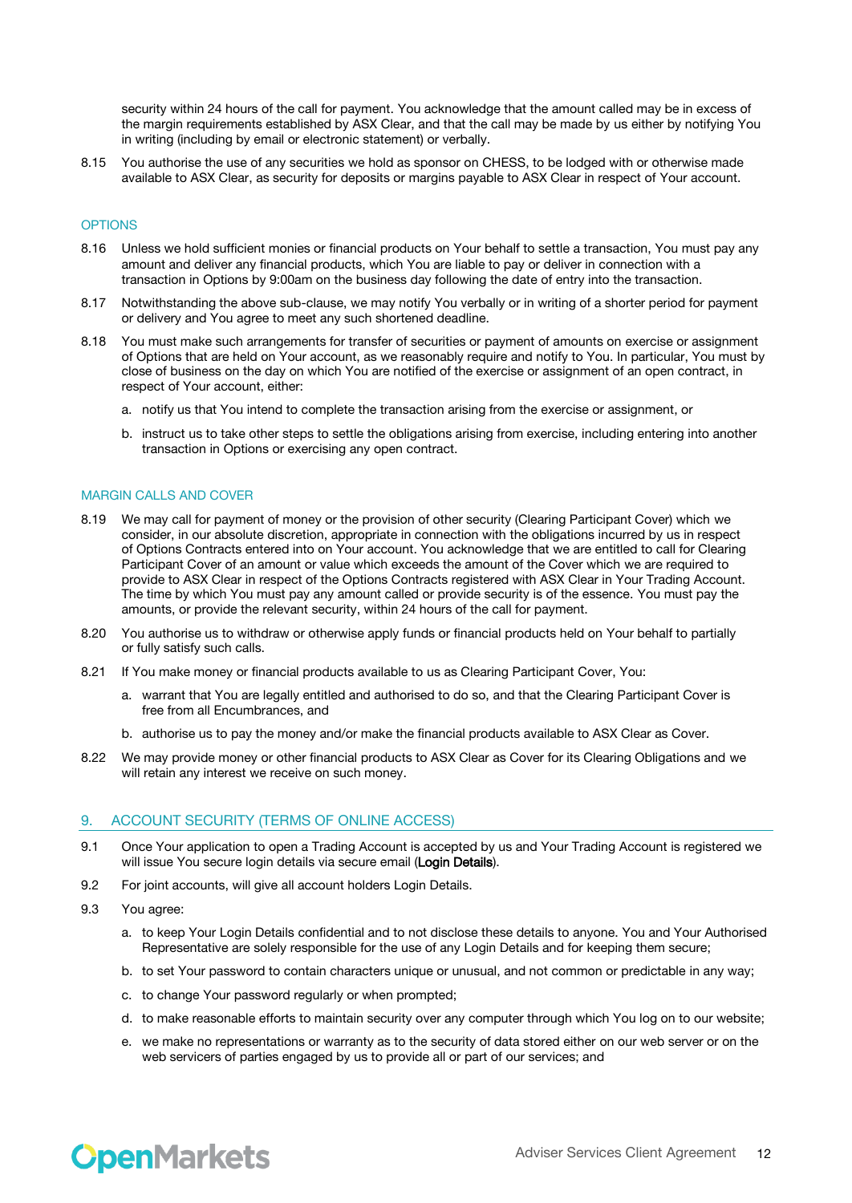security within 24 hours of the call for payment. You acknowledge that the amount called may be in excess of the margin requirements established by ASX Clear, and that the call may be made by us either by notifying You in writing (including by email or electronic statement) or verbally.

8.15 You authorise the use of any securities we hold as sponsor on CHESS, to be lodged with or otherwise made available to ASX Clear, as security for deposits or margins payable to ASX Clear in respect of Your account.

### OPTIONS

8.16 Unless we hold sufficient monies or financial products on Your behalf to settle a transaction, You must pay any amount and deliver any financial products, which You are liable to pay or deliver in connection with a transaction in Options by 9:00am on the business day following the date of entry into the transaction.

8.17 Notwithstanding the above sub-clause, we may notify You verbally or in writing of a shorter period for payment or delivery and You agree to meet any such shortened deadline.

8.18 You must make such arrangements for transfer of securities or payment of amounts on exercise or assignment of Options that are held on Your account, as we reasonably require and notify to You. In particular, You must by close of business on the day on which You are notified of the exercise or assignment of an open contract, in respect of Your account, either:

a. notify us that You intend to complete the transaction arising from the exercise or assignment, or

b. instruct us to take other steps to settle the obligations arising from exercise, including entering into another transaction in Options or exercising any open contract.

### MARGIN CALLS AND COVER

8.19 We may call for payment of money or the provision of other security (Clearing Participant Cover) which we consider, in our absolute discretion, appropriate in connection with the obligations incurred by us in respect of Options Contracts entered into on Your account. You acknowledge that we are entitled to call for Clearing Participant Cover of an amount or value which exceeds the amount of the Cover which we are required to provide to ASX Clear in respect of the Options Contracts registered with ASX Clear in Your Trading Account. The time by which You must pay any amount called or provide security is of the essence. You must pay the amounts, or provide the relevant security, within 24 hours of the call for payment.

8.20 You authorise us to withdraw or otherwise apply funds or financial products held on Your behalf to partially or fully satisfy such calls.

8.21 If You make money or financial products available to us as Clearing Participant Cover, You:

a. warrant that You are legally entitled and authorised to do so, and that the Clearing Participant Cover is free from all Encumbrances, and

b. authorise us to pay the money and/or make the financial products available to ASX Clear as Cover.

8.22 We may provide money or other financial products to ASX Clear as Cover for its Clearing Obligations and we will retain any interest we receive on such money.

## 9. ACCOUNT SECURITY (TERMS OF ONLINE ACCESS)

9.1 Once Your application to open a Trading Account is accepted by us and Your Trading Account is registered we will issue You secure login details via secure email (**Login Details**).

9.2 For joint accounts, will give all account holders Login Details.

9.3 You agree:

a. to keep Your Login Details confidential and to not disclose these details to anyone. You and Your Authorised Representative are solely responsible for the use of any Login Details and for keeping them secure;

b. to set Your password to contain characters unique or unusual, and not common or predictable in any way;

c. to change Your password regularly or when prompted;

d. to make reasonable efforts to maintain security over any computer through which You log on to our website;

e. we make no representations or warranty as to the security of data stored either on our web server or on the web servicers of parties engaged by us to provide all or part of our services; and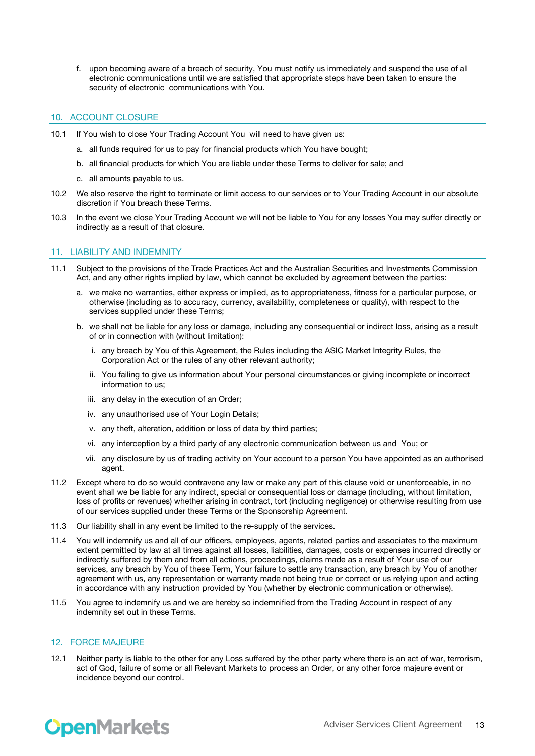f. upon becoming aware of a breach of security, You must notify us immediately and suspend the use of all electronic communications until we are satisfied that appropriate steps have been taken to ensure the security of electronic communications with You.

## 10. ACCOUNT CLOSURE

10.1 If You wish to close Your Trading Account You will need to have given us:

a. all funds required for us to pay for financial products which You have bought;

b. all financial products for which You are liable under these Terms to deliver for sale; and

c. all amounts payable to us.

10.2 We also reserve the right to terminate or limit access to our services or to Your Trading Account in our absolute discretion if You breach these Terms.

10.3 In the event we close Your Trading Account we will not be liable to You for any losses You may suffer directly or indirectly as a result of that closure.

## 11. LIABILITY AND INDEMNITY

11.1 Subject to the provisions of the Trade Practices Act and the Australian Securities and Investments Commission Act, and any other rights implied by law, which cannot be excluded by agreement between the parties:

a. we make no warranties, either express or implied, as to appropriateness, fitness for a particular purpose, or otherwise (including as to accuracy, currency, availability, completeness or quality), with respect to the services supplied under these Terms;

b. we shall not be liable for any loss or damage, including any consequential or indirect loss, arising as a result of or in connection with (without limitation):

i. any breach by You of this Agreement, the Rules including the ASIC Market Integrity Rules, the Corporation Act or the rules of any other relevant authority;

ii. You failing to give us information about Your personal circumstances or giving incomplete or incorrect information to us;

iii. any delay in the execution of an Order;

iv. any unauthorised use of Your Login Details;

v. any theft, alteration, addition or loss of data by third parties;

vi. any interception by a third party of any electronic communication between us and You; or

vii. any disclosure by us of trading activity on Your account to a person You have appointed as an authorised agent.

11.2 Except where to do so would contravene any law or make any part of this clause void or unenforceable, in no event shall we be liable for any indirect, special or consequential loss or damage (including, without limitation, loss of profits or revenues) whether arising in contract, tort (including negligence) or otherwise resulting from use of our services supplied under these Terms or the Sponsorship Agreement.

11.3 Our liability shall in any event be limited to the re-supply of the services.

11.4 You will indemnify us and all of our officers, employees, agents, related parties and associates to the maximum extent permitted by law at all times against all losses, liabilities, damages, costs or expenses incurred directly or indirectly suffered by them and from all actions, proceedings, claims made as a result of Your use of our services, any breach by You of these Term, Your failure to settle any transaction, any breach by You of another agreement with us, any representation or warranty made not being true or correct or us relying upon and acting in accordance with any instruction provided by You (whether by electronic communication or otherwise).

11.5 You agree to indemnify us and we are hereby so indemnified from the Trading Account in respect of any indemnity set out in these Terms.

## 12. FORCE MAJEURE

12.1 Neither party is liable to the other for any Loss suffered by the other party where there is an act of war, terrorism, act of God, failure of some or all Relevant Markets to process an Order, or any other force majeure event or incidence beyond our control.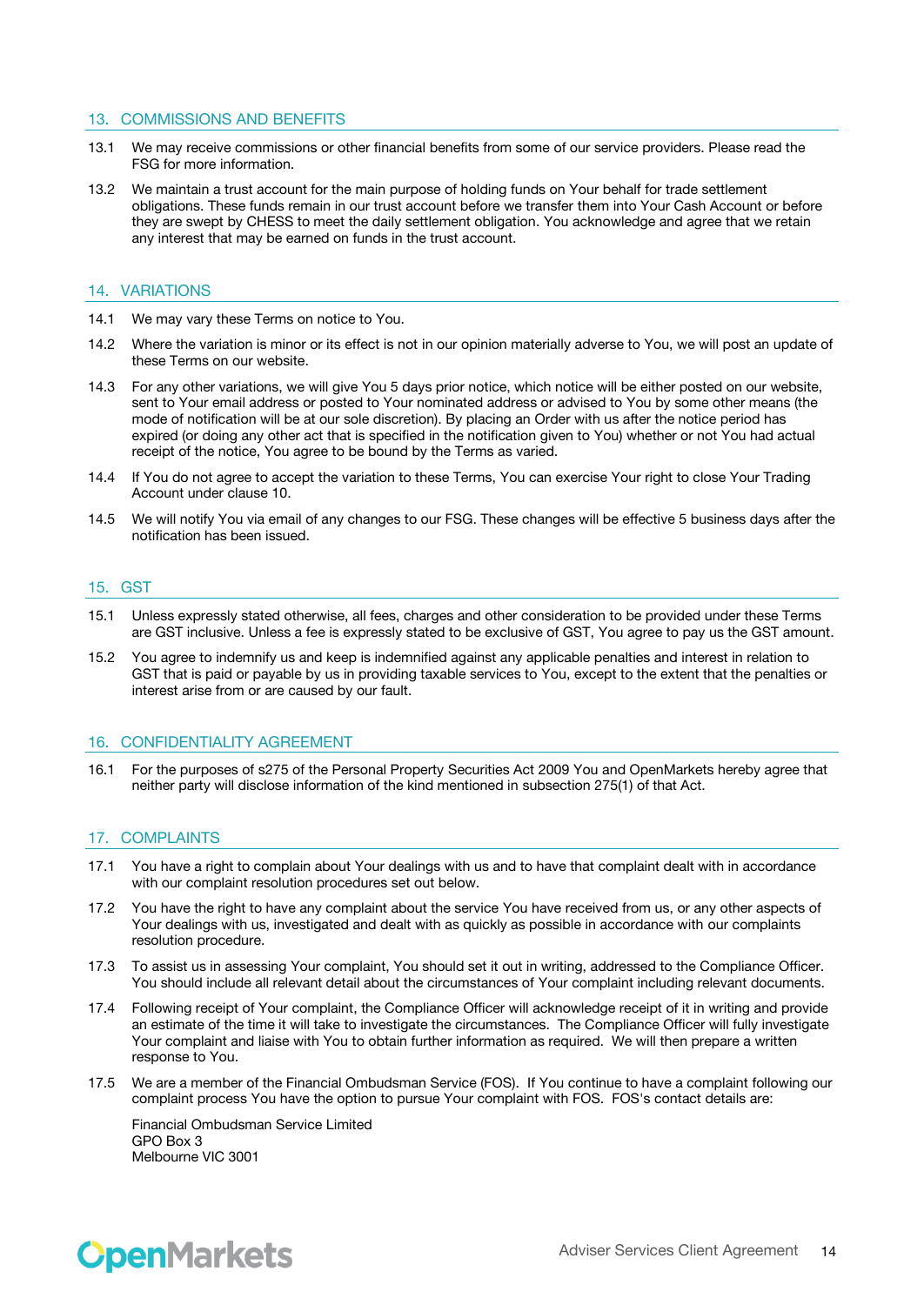## 13. COMMISSIONS AND BENEFITS

13.1 We may receive commissions or other financial benefits from some of our service providers. Please read the FSG for more information.

13.2 We maintain a trust account for the main purpose of holding funds on Your behalf for trade settlement obligations. These funds remain in our trust account before we transfer them into Your Cash Account or before they are swept by CHESS to meet the daily settlement obligation. You acknowledge and agree that we retain any interest that may be earned on funds in the trust account.

## 14. VARIATIONS

14.1 We may vary these Terms on notice to You.

14.2 Where the variation is minor or its effect is not in our opinion materially adverse to You, we will post an update of these Terms on our website.

14.3 For any other variations, we will give You 5 days prior notice, which notice will be either posted on our website, sent to Your email address or posted to Your nominated address or advised to You by some other means (the mode of notification will be at our sole discretion). By placing an Order with us after the notice period has expired (or doing any other act that is specified in the notification given to You) whether or not You had actual receipt of the notice, You agree to be bound by the Terms as varied.

14.4 If You do not agree to accept the variation to these Terms, You can exercise Your right to close Your Trading Account under clause 10.

14.5 We will notify You via email of any changes to our FSG. These changes will be effective 5 business days after the notification has been issued.

## 15. GST

15.1 Unless expressly stated otherwise, all fees, charges and other consideration to be provided under these Terms are GST inclusive. Unless a fee is expressly stated to be exclusive of GST, You agree to pay us the GST amount.

15.2 You agree to indemnify us and keep is indemnified against any applicable penalties and interest in relation to GST that is paid or payable by us in providing taxable services to You, except to the extent that the penalties or interest arise from or are caused by our fault.

## 16. CONFIDENTIALITY AGREEMENT

16.1 For the purposes of s275 of the Personal Property Securities Act 2009 You and OpenMarkets hereby agree that neither party will disclose information of the kind mentioned in subsection 275(1) of that Act.

## 17. COMPLAINTS

17.1 You have a right to complain about Your dealings with us and to have that complaint dealt with in accordance with our complaint resolution procedures set out below.

17.2 You have the right to have any complaint about the service You have received from us, or any other aspects of Your dealings with us, investigated and dealt with as quickly as possible in accordance with our complaints resolution procedure.

17.3 To assist us in assessing Your complaint, You should set it out in writing, addressed to the Compliance Officer. You should include all relevant detail about the circumstances of Your complaint including relevant documents.

17.4 Following receipt of Your complaint, the Compliance Officer will acknowledge receipt of it in writing and provide an estimate of the time it will take to investigate the circumstances. The Compliance Officer will fully investigate Your complaint and liaise with You to obtain further information as required. We will then prepare a written response to You.

17.5 We are a member of the Financial Ombudsman Service (FOS). If You continue to have a complaint following our complaint process You have the option to pursue Your complaint with FOS. FOS's contact details are:

Financial Ombudsman Service Limited
GPO Box 3
Melbourne VIC 3001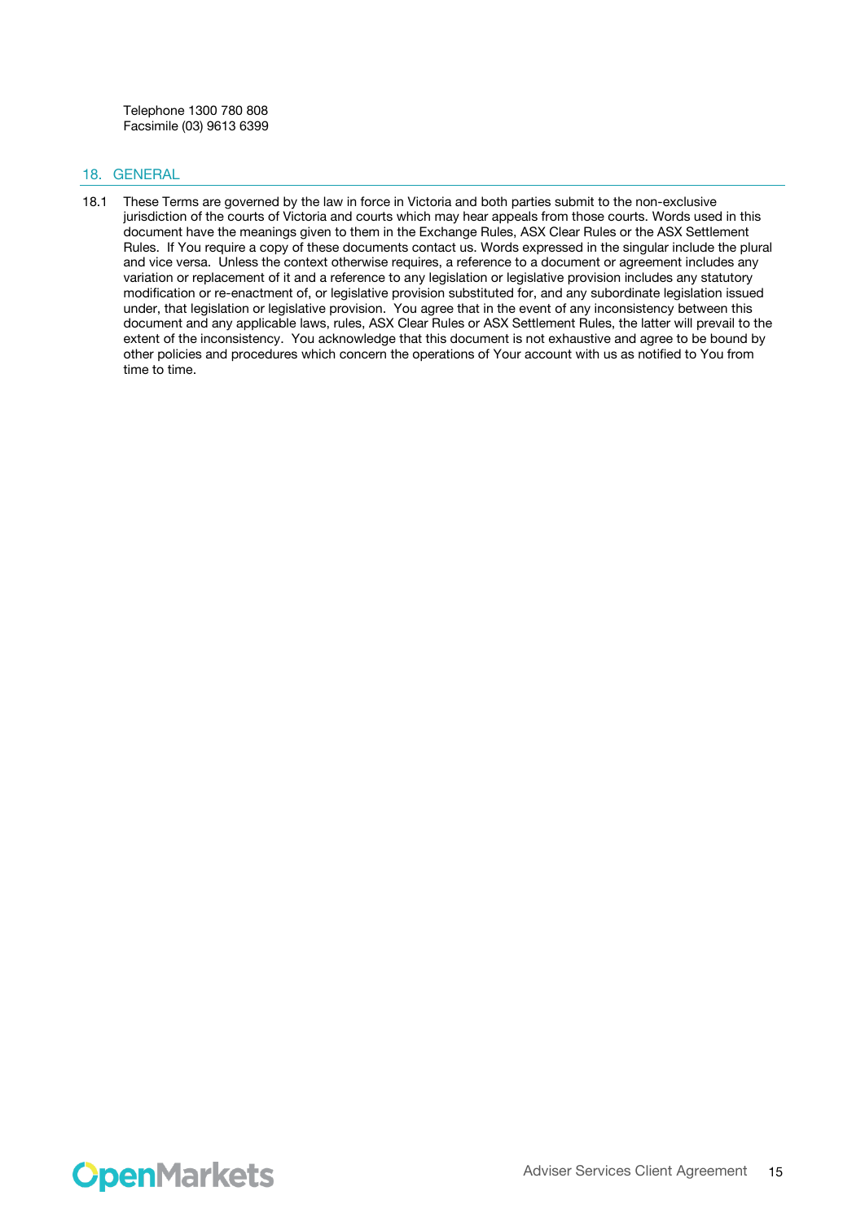Telephone 1300 780 808
Facsimile (03) 9613 6399

## 18. GENERAL

18.1 These Terms are governed by the law in force in Victoria and both parties submit to the non-exclusive jurisdiction of the courts of Victoria and courts which may hear appeals from those courts. Words used in this document have the meanings given to them in the Exchange Rules, ASX Clear Rules or the ASX Settlement Rules. If You require a copy of these documents contact us. Words expressed in the singular include the plural and vice versa. Unless the context otherwise requires, a reference to a document or agreement includes any variation or replacement of it and a reference to any legislation or legislative provision includes any statutory modification or re-enactment of, or legislative provision substituted for, and any subordinate legislation issued under, that legislation or legislative provision. You agree that in the event of any inconsistency between this document and any applicable laws, rules, ASX Clear Rules or ASX Settlement Rules, the latter will prevail to the extent of the inconsistency. You acknowledge that this document is not exhaustive and agree to be bound by other policies and procedures which concern the operations of Your account with us as notified to You from time to time.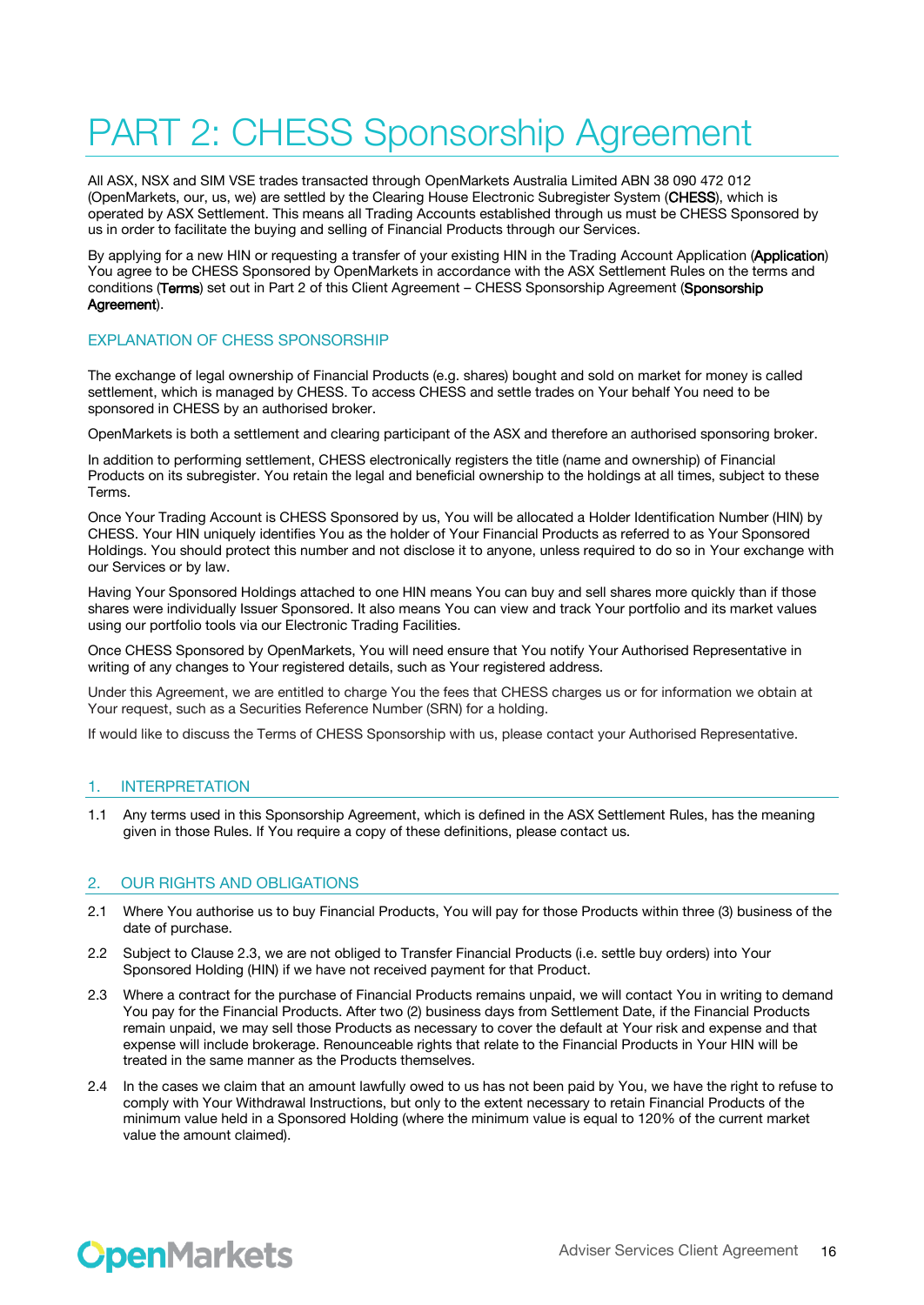# PART 2: CHESS Sponsorship Agreement

All ASX, NSX and SIM VSE trades transacted through OpenMarkets Australia Limited ABN 38 090 472 012 (OpenMarkets, our, us, we) are settled by the Clearing House Electronic Subregister System (**CHESS**), which is operated by ASX Settlement. This means all Trading Accounts established through us must be CHESS Sponsored by us in order to facilitate the buying and selling of Financial Products through our Services.

By applying for a new HIN or requesting a transfer of your existing HIN in the Trading Account Application (**Application**) You agree to be CHESS Sponsored by OpenMarkets in accordance with the ASX Settlement Rules on the terms and conditions (**Terms**) set out in Part 2 of this Client Agreement – CHESS Sponsorship Agreement (**Sponsorship Agreement**).

## EXPLANATION OF CHESS SPONSORSHIP

The exchange of legal ownership of Financial Products (e.g. shares) bought and sold on market for money is called settlement, which is managed by CHESS. To access CHESS and settle trades on Your behalf You need to be sponsored in CHESS by an authorised broker.

OpenMarkets is both a settlement and clearing participant of the ASX and therefore an authorised sponsoring broker.

In addition to performing settlement, CHESS electronically registers the title (name and ownership) of Financial Products on its subregister. You retain the legal and beneficial ownership to the holdings at all times, subject to these Terms.

Once Your Trading Account is CHESS Sponsored by us, You will be allocated a Holder Identification Number (HIN) by CHESS. Your HIN uniquely identifies You as the holder of Your Financial Products as referred to as Your Sponsored Holdings. You should protect this number and not disclose it to anyone, unless required to do so in Your exchange with our Services or by law.

Having Your Sponsored Holdings attached to one HIN means You can buy and sell shares more quickly than if those shares were individually Issuer Sponsored. It also means You can view and track Your portfolio and its market values using our portfolio tools via our Electronic Trading Facilities.

Once CHESS Sponsored by OpenMarkets, You will need ensure that You notify Your Authorised Representative in writing of any changes to Your registered details, such as Your registered address.

Under this Agreement, we are entitled to charge You the fees that CHESS charges us or for information we obtain at Your request, such as a Securities Reference Number (SRN) for a holding.

If would like to discuss the Terms of CHESS Sponsorship with us, please contact your Authorised Representative.

## 1. INTERPRETATION

1.1 Any terms used in this Sponsorship Agreement, which is defined in the ASX Settlement Rules, has the meaning given in those Rules. If You require a copy of these definitions, please contact us.

## 2. OUR RIGHTS AND OBLIGATIONS

2.1 Where You authorise us to buy Financial Products, You will pay for those Products within three (3) business of the date of purchase.

2.2 Subject to Clause 2.3, we are not obliged to Transfer Financial Products (i.e. settle buy orders) into Your Sponsored Holding (HIN) if we have not received payment for that Product.

2.3 Where a contract for the purchase of Financial Products remains unpaid, we will contact You in writing to demand You pay for the Financial Products. After two (2) business days from Settlement Date, if the Financial Products remain unpaid, we may sell those Products as necessary to cover the default at Your risk and expense and that expense will include brokerage. Renounceable rights that relate to the Financial Products in Your HIN will be treated in the same manner as the Products themselves.

2.4 In the cases we claim that an amount lawfully owed to us has not been paid by You, we have the right to refuse to comply with Your Withdrawal Instructions, but only to the extent necessary to retain Financial Products of the minimum value held in a Sponsored Holding (where the minimum value is equal to 120% of the current market value the amount claimed).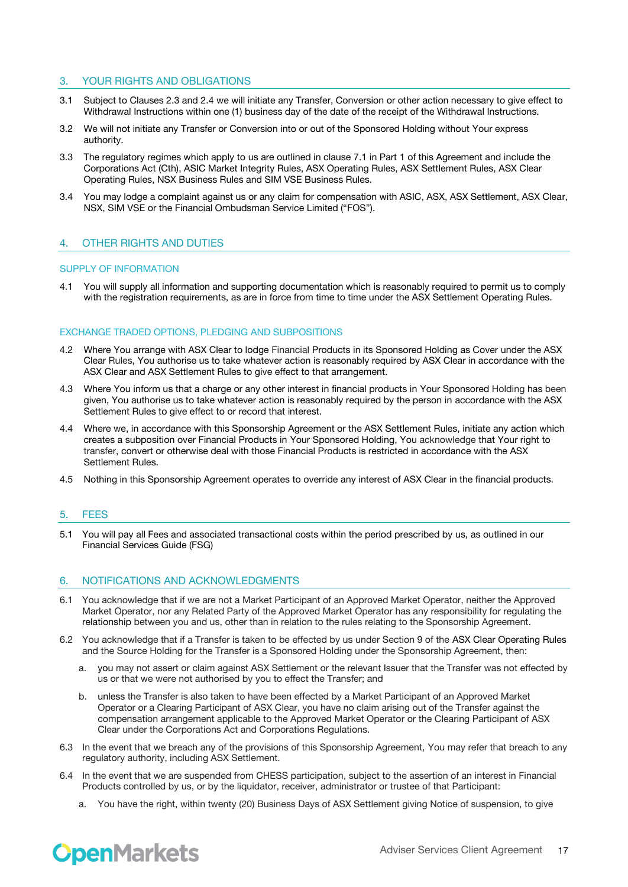## 3. YOUR RIGHTS AND OBLIGATIONS

3.1 Subject to Clauses 2.3 and 2.4 we will initiate any Transfer, Conversion or other action necessary to give effect to Withdrawal Instructions within one (1) business day of the date of the receipt of the Withdrawal Instructions.

3.2 We will not initiate any Transfer or Conversion into or out of the Sponsored Holding without Your express authority.

3.3 The regulatory regimes which apply to us are outlined in clause 7.1 in Part 1 of this Agreement and include the Corporations Act (Cth), ASIC Market Integrity Rules, ASX Operating Rules, ASX Settlement Rules, ASX Clear Operating Rules, NSX Business Rules and SIM VSE Business Rules.

3.4 You may lodge a complaint against us or any claim for compensation with ASIC, ASX, ASX Settlement, ASX Clear, NSX, SIM VSE or the Financial Ombudsman Service Limited ("FOS").

## 4. OTHER RIGHTS AND DUTIES

### SUPPLY OF INFORMATION

4.1 You will supply all information and supporting documentation which is reasonably required to permit us to comply with the registration requirements, as are in force from time to time under the ASX Settlement Operating Rules.

### EXCHANGE TRADED OPTIONS, PLEDGING AND SUBPOSITIONS

4.2 Where You arrange with ASX Clear to lodge Financial Products in its Sponsored Holding as Cover under the ASX Clear Rules, You authorise us to take whatever action is reasonably required by ASX Clear in accordance with the ASX Clear and ASX Settlement Rules to give effect to that arrangement.

4.3 Where You inform us that a charge or any other interest in financial products in Your Sponsored Holding has been given, You authorise us to take whatever action is reasonably required by the person in accordance with the ASX Settlement Rules to give effect to or record that interest.

4.4 Where we, in accordance with this Sponsorship Agreement or the ASX Settlement Rules, initiate any action which creates a subposition over Financial Products in Your Sponsored Holding, You acknowledge that Your right to transfer, convert or otherwise deal with those Financial Products is restricted in accordance with the ASX Settlement Rules.

4.5 Nothing in this Sponsorship Agreement operates to override any interest of ASX Clear in the financial products.

## 5. FEES

5.1 You will pay all Fees and associated transactional costs within the period prescribed by us, as outlined in our Financial Services Guide (FSG)

## 6. NOTIFICATIONS AND ACKNOWLEDGMENTS

6.1 You acknowledge that if we are not a Market Participant of an Approved Market Operator, neither the Approved Market Operator, nor any Related Party of the Approved Market Operator has any responsibility for regulating the relationship between you and us, other than in relation to the rules relating to the Sponsorship Agreement.

6.2 You acknowledge that if a Transfer is taken to be effected by us under Section 9 of the ASX Clear Operating Rules and the Source Holding for the Transfer is a Sponsored Holding under the Sponsorship Agreement, then:

a. you may not assert or claim against ASX Settlement or the relevant Issuer that the Transfer was not effected by us or that we were not authorised by you to effect the Transfer; and

b. unless the Transfer is also taken to have been effected by a Market Participant of an Approved Market Operator or a Clearing Participant of ASX Clear, you have no claim arising out of the Transfer against the compensation arrangement applicable to the Approved Market Operator or the Clearing Participant of ASX Clear under the Corporations Act and Corporations Regulations.

6.3 In the event that we breach any of the provisions of this Sponsorship Agreement, You may refer that breach to any regulatory authority, including ASX Settlement.

6.4 In the event that we are suspended from CHESS participation, subject to the assertion of an interest in Financial Products controlled by us, or by the liquidator, receiver, administrator or trustee of that Participant:

a. You have the right, within twenty (20) Business Days of ASX Settlement giving Notice of suspension, to give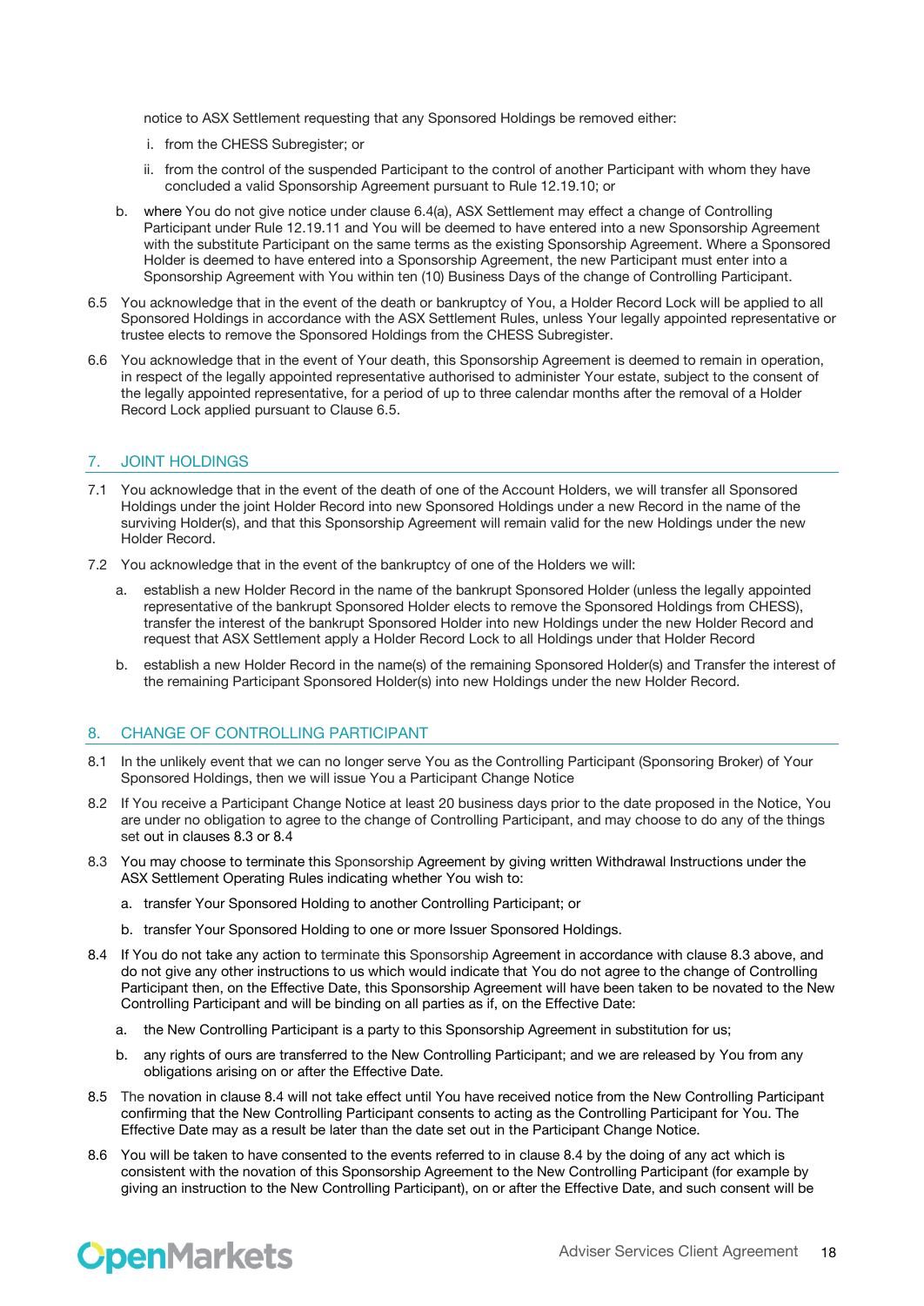notice to ASX Settlement requesting that any Sponsored Holdings be removed either:

i. from the CHESS Subregister; or

ii. from the control of the suspended Participant to the control of another Participant with whom they have concluded a valid Sponsorship Agreement pursuant to Rule 12.19.10; or

b. where You do not give notice under clause 6.4(a), ASX Settlement may effect a change of Controlling Participant under Rule 12.19.11 and You will be deemed to have entered into a new Sponsorship Agreement with the substitute Participant on the same terms as the existing Sponsorship Agreement. Where a Sponsored Holder is deemed to have entered into a Sponsorship Agreement, the new Participant must enter into a Sponsorship Agreement with You within ten (10) Business Days of the change of Controlling Participant.

6.5 You acknowledge that in the event of the death or bankruptcy of You, a Holder Record Lock will be applied to all Sponsored Holdings in accordance with the ASX Settlement Rules, unless Your legally appointed representative or trustee elects to remove the Sponsored Holdings from the CHESS Subregister.

6.6 You acknowledge that in the event of Your death, this Sponsorship Agreement is deemed to remain in operation, in respect of the legally appointed representative authorised to administer Your estate, subject to the consent of the legally appointed representative, for a period of up to three calendar months after the removal of a Holder Record Lock applied pursuant to Clause 6.5.

## 7. JOINT HOLDINGS

7.1 You acknowledge that in the event of the death of one of the Account Holders, we will transfer all Sponsored Holdings under the joint Holder Record into new Sponsored Holdings under a new Record in the name of the surviving Holder(s), and that this Sponsorship Agreement will remain valid for the new Holdings under the new Holder Record.

7.2 You acknowledge that in the event of the bankruptcy of one of the Holders we will:

a. establish a new Holder Record in the name of the bankrupt Sponsored Holder (unless the legally appointed representative of the bankrupt Sponsored Holder elects to remove the Sponsored Holdings from CHESS), transfer the interest of the bankrupt Sponsored Holder into new Holdings under the new Holder Record and request that ASX Settlement apply a Holder Record Lock to all Holdings under that Holder Record

b. establish a new Holder Record in the name(s) of the remaining Sponsored Holder(s) and Transfer the interest of the remaining Participant Sponsored Holder(s) into new Holdings under the new Holder Record.

## 8. CHANGE OF CONTROLLING PARTICIPANT

8.1 In the unlikely event that we can no longer serve You as the Controlling Participant (Sponsoring Broker) of Your Sponsored Holdings, then we will issue You a Participant Change Notice

8.2 If You receive a Participant Change Notice at least 20 business days prior to the date proposed in the Notice, You are under no obligation to agree to the change of Controlling Participant, and may choose to do any of the things set out in clauses 8.3 or 8.4

8.3 You may choose to terminate this Sponsorship Agreement by giving written Withdrawal Instructions under the ASX Settlement Operating Rules indicating whether You wish to:

a. transfer Your Sponsored Holding to another Controlling Participant; or

b. transfer Your Sponsored Holding to one or more Issuer Sponsored Holdings.

8.4 If You do not take any action to terminate this Sponsorship Agreement in accordance with clause 8.3 above, and do not give any other instructions to us which would indicate that You do not agree to the change of Controlling Participant then, on the Effective Date, this Sponsorship Agreement will have been taken to be novated to the New Controlling Participant and will be binding on all parties as if, on the Effective Date:

a. the New Controlling Participant is a party to this Sponsorship Agreement in substitution for us;

b. any rights of ours are transferred to the New Controlling Participant; and we are released by You from any obligations arising on or after the Effective Date.

8.5 The novation in clause 8.4 will not take effect until You have received notice from the New Controlling Participant confirming that the New Controlling Participant consents to acting as the Controlling Participant for You. The Effective Date may as a result be later than the date set out in the Participant Change Notice.

8.6 You will be taken to have consented to the events referred to in clause 8.4 by the doing of any act which is consistent with the novation of this Sponsorship Agreement to the New Controlling Participant (for example by giving an instruction to the New Controlling Participant), on or after the Effective Date, and such consent will be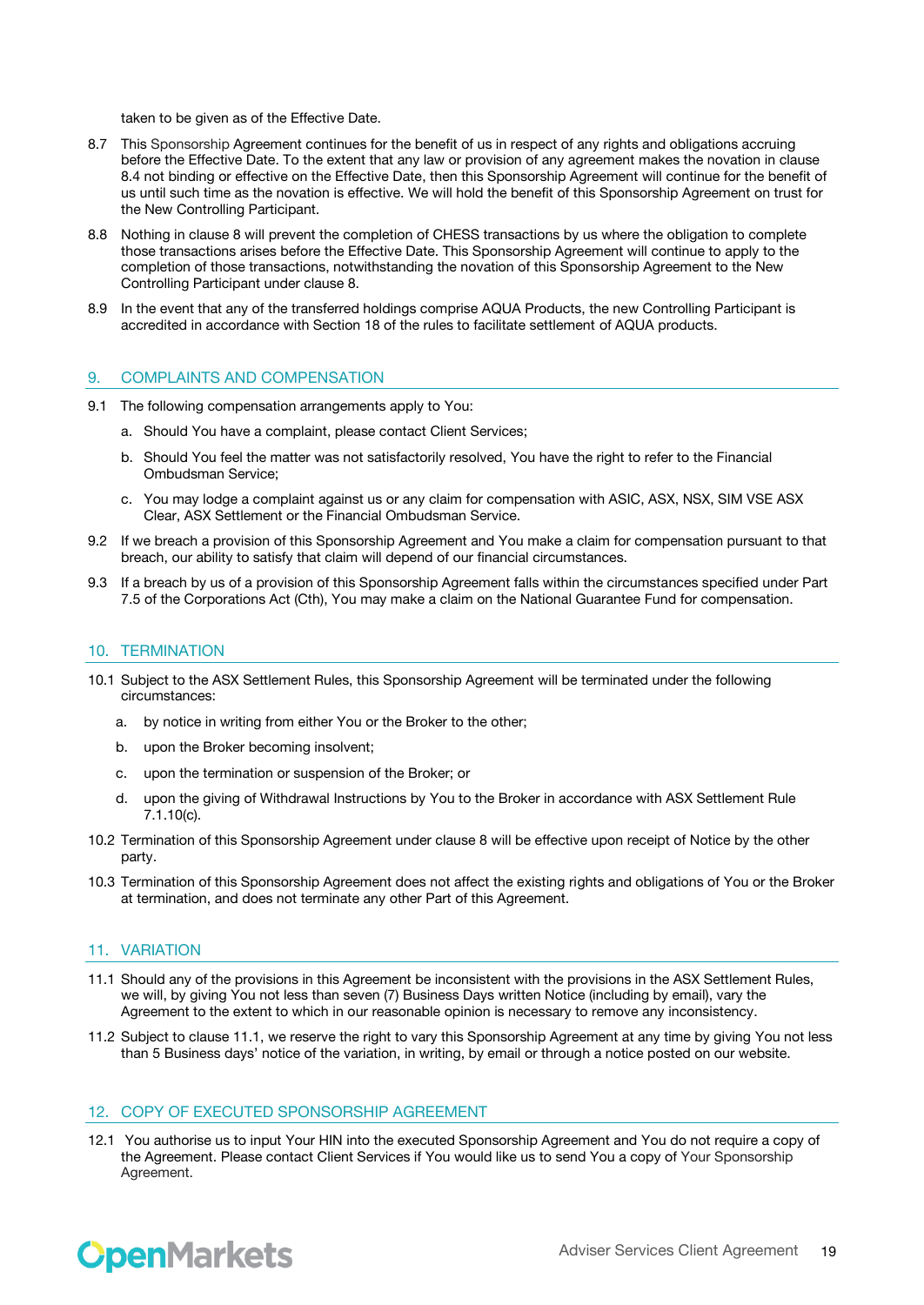taken to be given as of the Effective Date.

8.7 This Sponsorship Agreement continues for the benefit of us in respect of any rights and obligations accruing before the Effective Date. To the extent that any law or provision of any agreement makes the novation in clause 8.4 not binding or effective on the Effective Date, then this Sponsorship Agreement will continue for the benefit of us until such time as the novation is effective. We will hold the benefit of this Sponsorship Agreement on trust for the New Controlling Participant.

8.8 Nothing in clause 8 will prevent the completion of CHESS transactions by us where the obligation to complete those transactions arises before the Effective Date. This Sponsorship Agreement will continue to apply to the completion of those transactions, notwithstanding the novation of this Sponsorship Agreement to the New Controlling Participant under clause 8.

8.9 In the event that any of the transferred holdings comprise AQUA Products, the new Controlling Participant is accredited in accordance with Section 18 of the rules to facilitate settlement of AQUA products.

## 9. COMPLAINTS AND COMPENSATION

9.1 The following compensation arrangements apply to You:

a. Should You have a complaint, please contact Client Services;

b. Should You feel the matter was not satisfactorily resolved, You have the right to refer to the Financial Ombudsman Service;

c. You may lodge a complaint against us or any claim for compensation with ASIC, ASX, NSX, SIM VSE ASX Clear, ASX Settlement or the Financial Ombudsman Service.

9.2 If we breach a provision of this Sponsorship Agreement and You make a claim for compensation pursuant to that breach, our ability to satisfy that claim will depend of our financial circumstances.

9.3 If a breach by us of a provision of this Sponsorship Agreement falls within the circumstances specified under Part 7.5 of the Corporations Act (Cth), You may make a claim on the National Guarantee Fund for compensation.

## 10. TERMINATION

10.1 Subject to the ASX Settlement Rules, this Sponsorship Agreement will be terminated under the following circumstances:

a. by notice in writing from either You or the Broker to the other;

b. upon the Broker becoming insolvent;

c. upon the termination or suspension of the Broker; or

d. upon the giving of Withdrawal Instructions by You to the Broker in accordance with ASX Settlement Rule 7.1.10(c).

10.2 Termination of this Sponsorship Agreement under clause 8 will be effective upon receipt of Notice by the other party.

10.3 Termination of this Sponsorship Agreement does not affect the existing rights and obligations of You or the Broker at termination, and does not terminate any other Part of this Agreement.

## 11. VARIATION

11.1 Should any of the provisions in this Agreement be inconsistent with the provisions in the ASX Settlement Rules, we will, by giving You not less than seven (7) Business Days written Notice (including by email), vary the Agreement to the extent to which in our reasonable opinion is necessary to remove any inconsistency.

11.2 Subject to clause 11.1, we reserve the right to vary this Sponsorship Agreement at any time by giving You not less than 5 Business days' notice of the variation, in writing, by email or through a notice posted on our website.

## 12. COPY OF EXECUTED SPONSORSHIP AGREEMENT

12.1 You authorise us to input Your HIN into the executed Sponsorship Agreement and You do not require a copy of the Agreement. Please contact Client Services if You would like us to send You a copy of Your Sponsorship Agreement.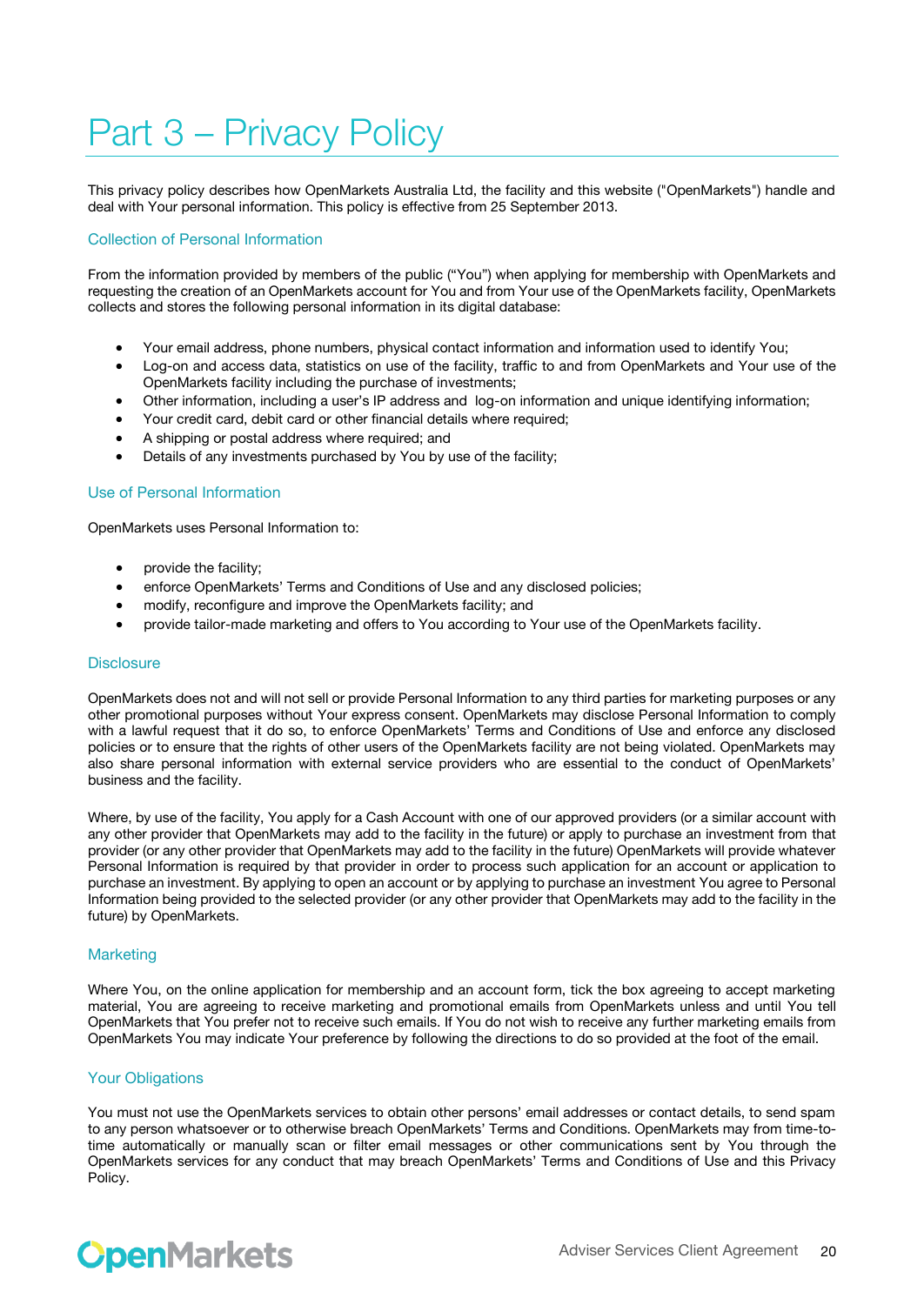# Part 3 – Privacy Policy

This privacy policy describes how OpenMarkets Australia Ltd, the facility and this website ("OpenMarkets") handle and deal with Your personal information. This policy is effective from 25 September 2013.

## Collection of Personal Information

From the information provided by members of the public ("You") when applying for membership with OpenMarkets and requesting the creation of an OpenMarkets account for You and from Your use of the OpenMarkets facility, OpenMarkets collects and stores the following personal information in its digital database:

- Your email address, phone numbers, physical contact information and information used to identify You;
- Log-on and access data, statistics on use of the facility, traffic to and from OpenMarkets and Your use of the OpenMarkets facility including the purchase of investments;
- Other information, including a user's IP address and log-on information and unique identifying information;
- Your credit card, debit card or other financial details where required;
- A shipping or postal address where required; and
- Details of any investments purchased by You by use of the facility;

## Use of Personal Information

OpenMarkets uses Personal Information to:

- provide the facility;
- enforce OpenMarkets' Terms and Conditions of Use and any disclosed policies;
- modify, reconfigure and improve the OpenMarkets facility; and
- provide tailor-made marketing and offers to You according to Your use of the OpenMarkets facility.

## Disclosure

OpenMarkets does not and will not sell or provide Personal Information to any third parties for marketing purposes or any other promotional purposes without Your express consent. OpenMarkets may disclose Personal Information to comply with a lawful request that it do so, to enforce OpenMarkets' Terms and Conditions of Use and enforce any disclosed policies or to ensure that the rights of other users of the OpenMarkets facility are not being violated. OpenMarkets may also share personal information with external service providers who are essential to the conduct of OpenMarkets' business and the facility.

Where, by use of the facility, You apply for a Cash Account with one of our approved providers (or a similar account with any other provider that OpenMarkets may add to the facility in the future) or apply to purchase an investment from that provider (or any other provider that OpenMarkets may add to the facility in the future) OpenMarkets will provide whatever Personal Information is required by that provider in order to process such application for an account or application to purchase an investment. By applying to open an account or by applying to purchase an investment You agree to Personal Information being provided to the selected provider (or any other provider that OpenMarkets may add to the facility in the future) by OpenMarkets.

## Marketing

Where You, on the online application for membership and an account form, tick the box agreeing to accept marketing material, You are agreeing to receive marketing and promotional emails from OpenMarkets unless and until You tell OpenMarkets that You prefer not to receive such emails. If You do not wish to receive any further marketing emails from OpenMarkets You may indicate Your preference by following the directions to do so provided at the foot of the email.

## Your Obligations

You must not use the OpenMarkets services to obtain other persons' email addresses or contact details, to send spam to any person whatsoever or to otherwise breach OpenMarkets' Terms and Conditions. OpenMarkets may from time-to-time automatically or manually scan or filter email messages or other communications sent by You through the OpenMarkets services for any conduct that may breach OpenMarkets' Terms and Conditions of Use and this Privacy Policy.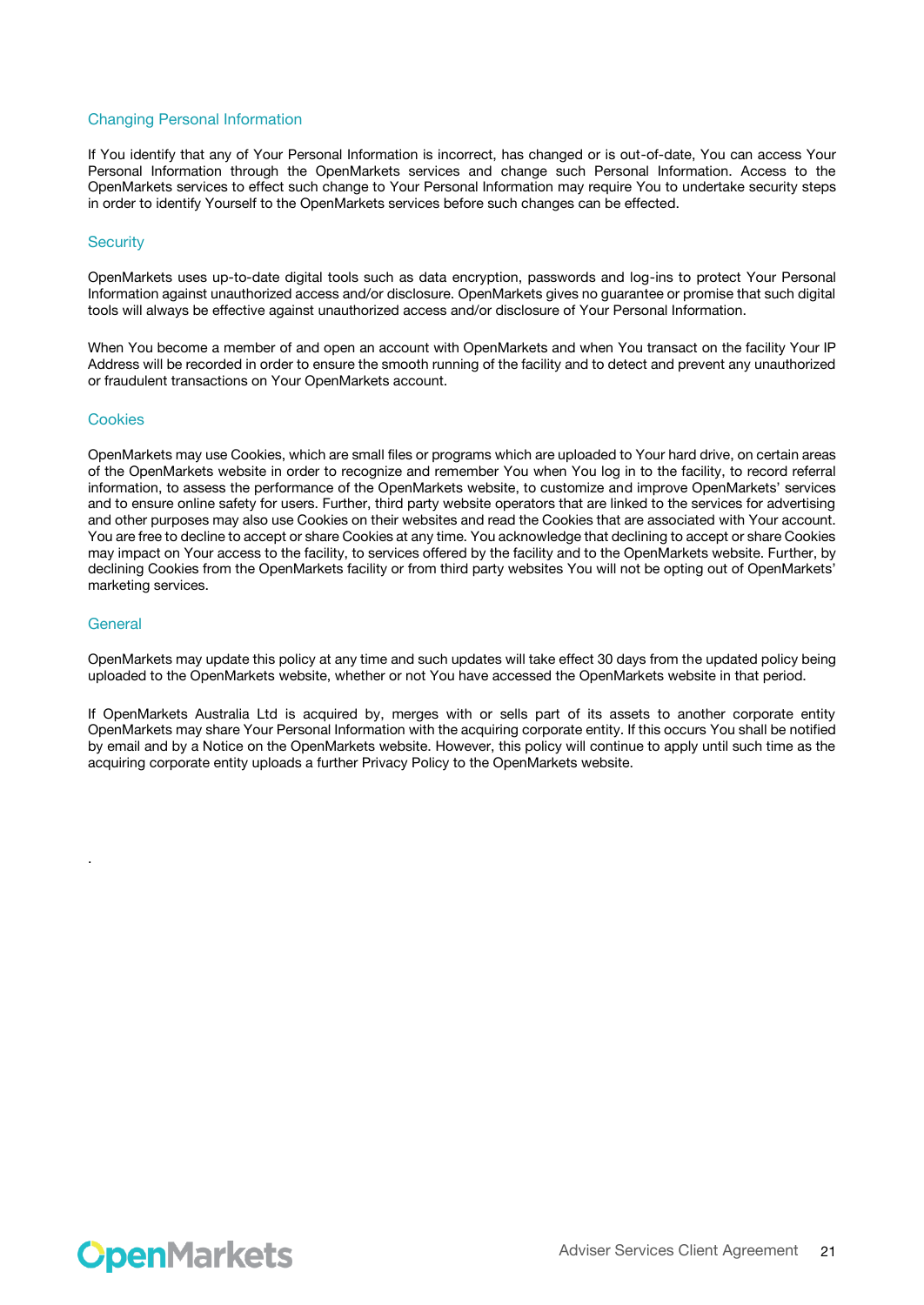### Changing Personal Information

If You identify that any of Your Personal Information is incorrect, has changed or is out-of-date, You can access Your Personal Information through the OpenMarkets services and change such Personal Information. Access to the OpenMarkets services to effect such change to Your Personal Information may require You to undertake security steps in order to identify Yourself to the OpenMarkets services before such changes can be effected.

### Security

OpenMarkets uses up-to-date digital tools such as data encryption, passwords and log-ins to protect Your Personal Information against unauthorized access and/or disclosure. OpenMarkets gives no guarantee or promise that such digital tools will always be effective against unauthorized access and/or disclosure of Your Personal Information.

When You become a member of and open an account with OpenMarkets and when You transact on the facility Your IP Address will be recorded in order to ensure the smooth running of the facility and to detect and prevent any unauthorized or fraudulent transactions on Your OpenMarkets account.

### Cookies

OpenMarkets may use Cookies, which are small files or programs which are uploaded to Your hard drive, on certain areas of the OpenMarkets website in order to recognize and remember You when You log in to the facility, to record referral information, to assess the performance of the OpenMarkets website, to customize and improve OpenMarkets' services and to ensure online safety for users. Further, third party website operators that are linked to the services for advertising and other purposes may also use Cookies on their websites and read the Cookies that are associated with Your account. You are free to decline to accept or share Cookies at any time. You acknowledge that declining to accept or share Cookies may impact on Your access to the facility, to services offered by the facility and to the OpenMarkets website. Further, by declining Cookies from the OpenMarkets facility or from third party websites You will not be opting out of OpenMarkets' marketing services.

### General

OpenMarkets may update this policy at any time and such updates will take effect 30 days from the updated policy being uploaded to the OpenMarkets website, whether or not You have accessed the OpenMarkets website in that period.

If OpenMarkets Australia Ltd is acquired by, merges with or sells part of its assets to another corporate entity OpenMarkets may share Your Personal Information with the acquiring corporate entity. If this occurs You shall be notified by email and by a Notice on the OpenMarkets website. However, this policy will continue to apply until such time as the acquiring corporate entity uploads a further Privacy Policy to the OpenMarkets website.

.